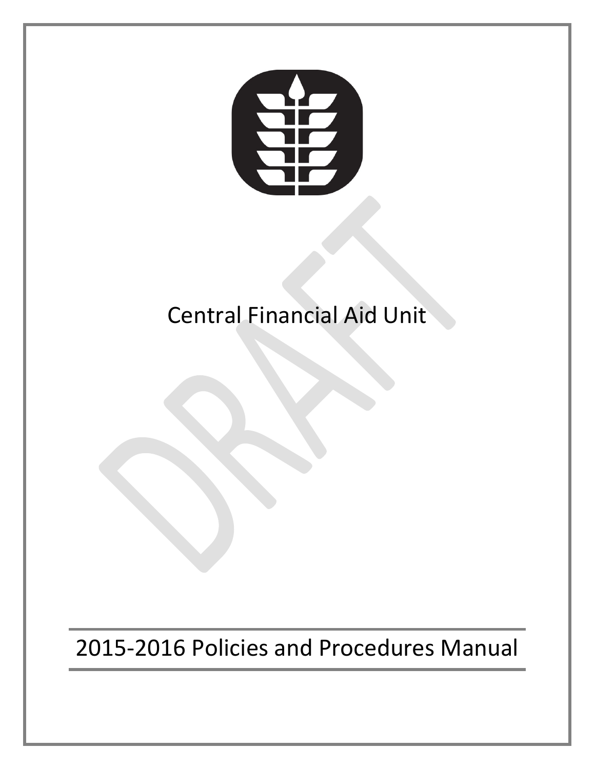# Central Financial Aid Unit

## 2015-2016 Policies and Procedures Manual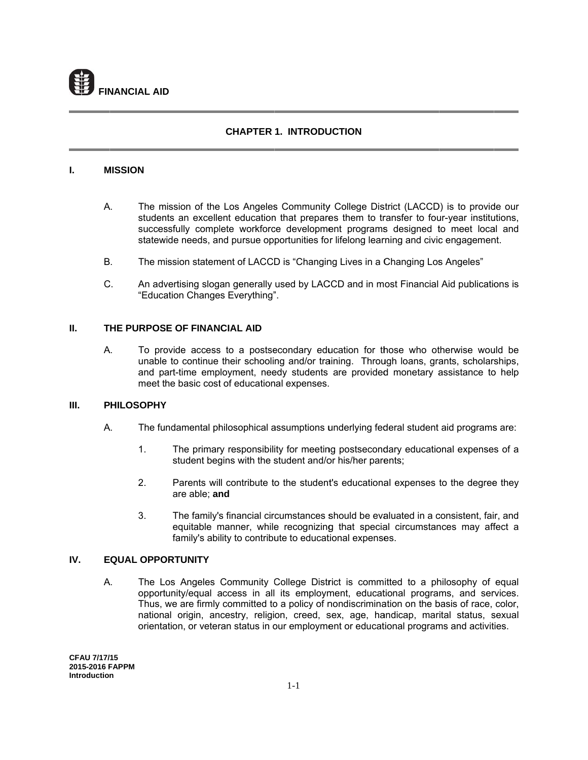**FINANCIAL AID**

## CHAPTER 1. INTRODUCTION

### I. MISSION

A. The mission of the Los Angeles Community College District (LACCD) is to provide our students an excellent education that prepares them to transfer to four-year institutions, successfully complete workforce development programs designed to meet local and statewide needs, and pursue opportunities for lifelong learning and civic engagement.

B. The mission statement of LACCD is "Changing Lives in a Changing Los Angeles"

C. An advertising slogan generally used by LACCD and in most Financial Aid publications is "Education Changes Everything".

### II. THE PURPOSE OF FINANCIAL AID

A. To provide access to a postsecondary education for those who otherwise would be unable to continue their schooling and/or training. Through loans, grants, scholarships, and part-time employment, needy students are provided monetary assistance to help meet the basic cost of educational expenses.

### III. PHILOSOPHY

A. The fundamental philosophical assumptions underlying federal student aid programs are:

1. The primary responsibility for meeting postsecondary educational expenses of a student begins with the student and/or his/her parents;

2. Parents will contribute to the student's educational expenses to the degree they are able; **and**

3. The family's financial circumstances should be evaluated in a consistent, fair, and equitable manner, while recognizing that special circumstances may affect a family's ability to contribute to educational expenses.

### IV. EQUAL OPPORTUNITY

A. The Los Angeles Community College District is committed to a philosophy of equal opportunity/equal access in all its employment, educational programs, and services. Thus, we are firmly committed to a policy of nondiscrimination on the basis of race, color, national origin, ancestry, religion, creed, sex, age, handicap, marital status, sexual orientation, or veteran status in our employment or educational programs and activities.

**CFAU 7/17/15**
**2015-2016 FAPPM**
**Introduction**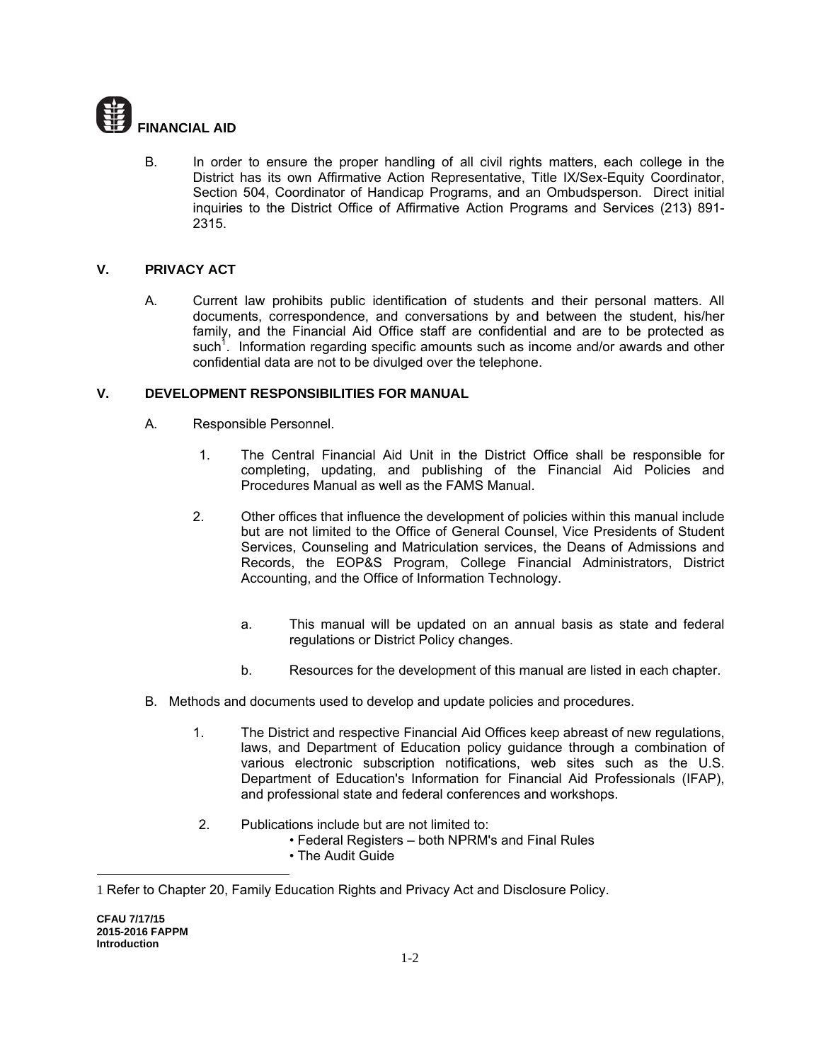**FINANCIAL AID**

B. In order to ensure the proper handling of all civil rights matters, each college in the District has its own Affirmative Action Representative, Title IX/Sex-Equity Coordinator, Section 504, Coordinator of Handicap Programs, and an Ombudsperson. Direct initial inquiries to the District Office of Affirmative Action Programs and Services (213) 891-2315.

## V. PRIVACY ACT

A. Current law prohibits public identification of students and their personal matters. All documents, correspondence, and conversations by and between the student, his/her family, and the Financial Aid Office staff are confidential and are to be protected as such[1]. Information regarding specific amounts such as income and/or awards and other confidential data are not to be divulged over the telephone.

## V. DEVELOPMENT RESPONSIBILITIES FOR MANUAL

A. Responsible Personnel.

1. The Central Financial Aid Unit in the District Office shall be responsible for completing, updating, and publishing of the Financial Aid Policies and Procedures Manual as well as the FAMS Manual.

2. Other offices that influence the development of policies within this manual include but are not limited to the Office of General Counsel, Vice Presidents of Student Services, Counseling and Matriculation services, the Deans of Admissions and Records, the EOP&S Program, College Financial Administrators, District Accounting, and the Office of Information Technology.

   a. This manual will be updated on an annual basis as state and federal regulations or District Policy changes.

   b. Resources for the development of this manual are listed in each chapter.

B. Methods and documents used to develop and update policies and procedures.

1. The District and respective Financial Aid Offices keep abreast of new regulations, laws, and Department of Education policy guidance through a combination of various electronic subscription notifications, web sites such as the U.S. Department of Education's Information for Financial Aid Professionals (IFAP), and professional state and federal conferences and workshops.

2. Publications include but are not limited to:
   - Federal Registers – both NPRM's and Final Rules
   - The Audit Guide

---

1 Refer to Chapter 20, Family Education Rights and Privacy Act and Disclosure Policy.

CFAU 7/17/15
2015-2016 FAPPM
Introduction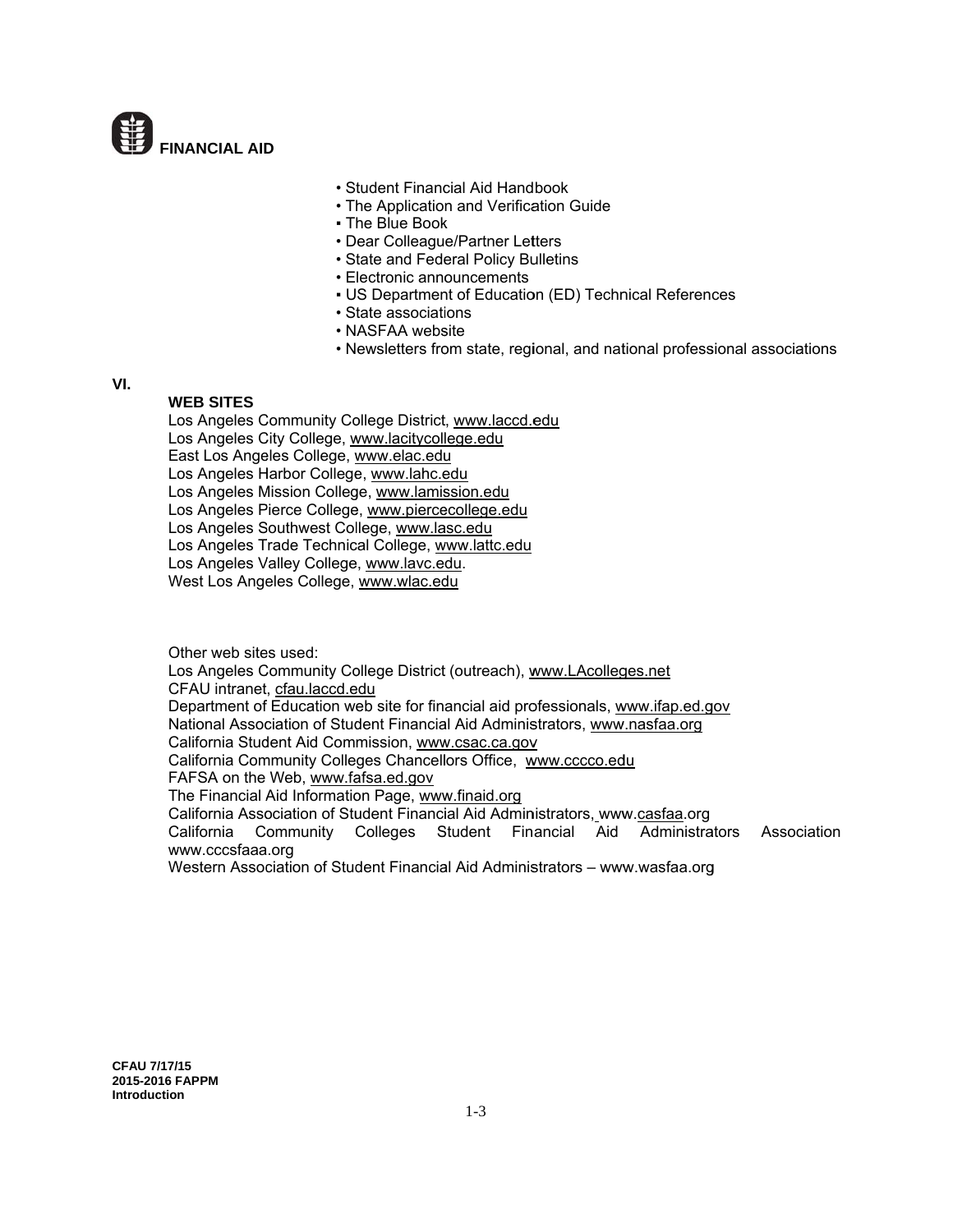**FINANCIAL AID**

- Student Financial Aid Handbook
- The Application and Verification Guide
- The Blue Book
- Dear Colleague/Partner Letters
- State and Federal Policy Bulletins
- Electronic announcements
- US Department of Education (ED) Technical References
- State associations
- NASFAA website
- Newsletters from state, regional, and national professional associations

## VI. WEB SITES

Los Angeles Community College District, www.laccd.edu
Los Angeles City College, www.lacitycollege.edu
East Los Angeles College, www.elac.edu
Los Angeles Harbor College, www.lahc.edu
Los Angeles Mission College, www.lamission.edu
Los Angeles Pierce College, www.piercecollege.edu
Los Angeles Southwest College, www.lasc.edu
Los Angeles Trade Technical College, www.lattc.edu
Los Angeles Valley College, www.lavc.edu.
West Los Angeles College, www.wlac.edu

Other web sites used:
Los Angeles Community College District (outreach), www.LAcolleges.net
CFAU intranet, cfau.laccd.edu
Department of Education web site for financial aid professionals, www.ifap.ed.gov
National Association of Student Financial Aid Administrators, www.nasfaa.org
California Student Aid Commission, www.csac.ca.gov
California Community Colleges Chancellors Office, www.cccco.edu
FAFSA on the Web, www.fafsa.ed.gov
The Financial Aid Information Page, www.finaid.org
California Association of Student Financial Aid Administrators, www.casfaa.org
California Community Colleges Student Financial Aid Administrators Association www.cccsfaaa.org
Western Association of Student Financial Aid Administrators – www.wasfaa.org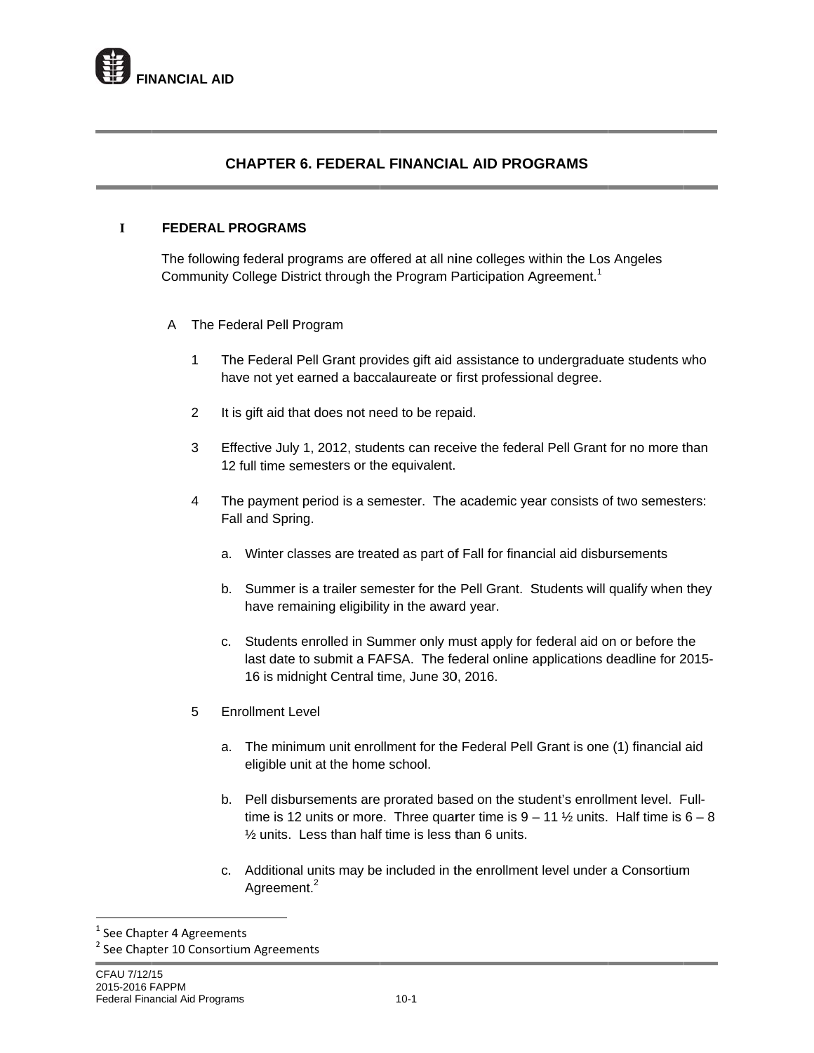# CHAPTER 6. FEDERAL FINANCIAL AID PROGRAMS

## I FEDERAL PROGRAMS

The following federal programs are offered at all nine colleges within the Los Angeles Community College District through the Program Participation Agreement.[1]

### A The Federal Pell Program

1. The Federal Pell Grant provides gift aid assistance to undergraduate students who have not yet earned a baccalaureate or first professional degree.

2. It is gift aid that does not need to be repaid.

3. Effective July 1, 2012, students can receive the federal Pell Grant for no more than 12 full time semesters or the equivalent.

4. The payment period is a semester. The academic year consists of two semesters: Fall and Spring.

   a. Winter classes are treated as part of Fall for financial aid disbursements

   b. Summer is a trailer semester for the Pell Grant. Students will qualify when they have remaining eligibility in the award year.

   c. Students enrolled in Summer only must apply for federal aid on or before the last date to submit a FAFSA. The federal online applications deadline for 2015-16 is midnight Central time, June 30, 2016.

5. Enrollment Level

   a. The minimum unit enrollment for the Federal Pell Grant is one (1) financial aid eligible unit at the home school.

   b. Pell disbursements are prorated based on the student's enrollment level. Full-time is 12 units or more. Three quarter time is 9 – 11 ½ units. Half time is 6 – 8 ½ units. Less than half time is less than 6 units.

   c. Additional units may be included in the enrollment level under a Consortium Agreement.[2]

---

[1] See Chapter 4 Agreements

[2] See Chapter 10 Consortium Agreements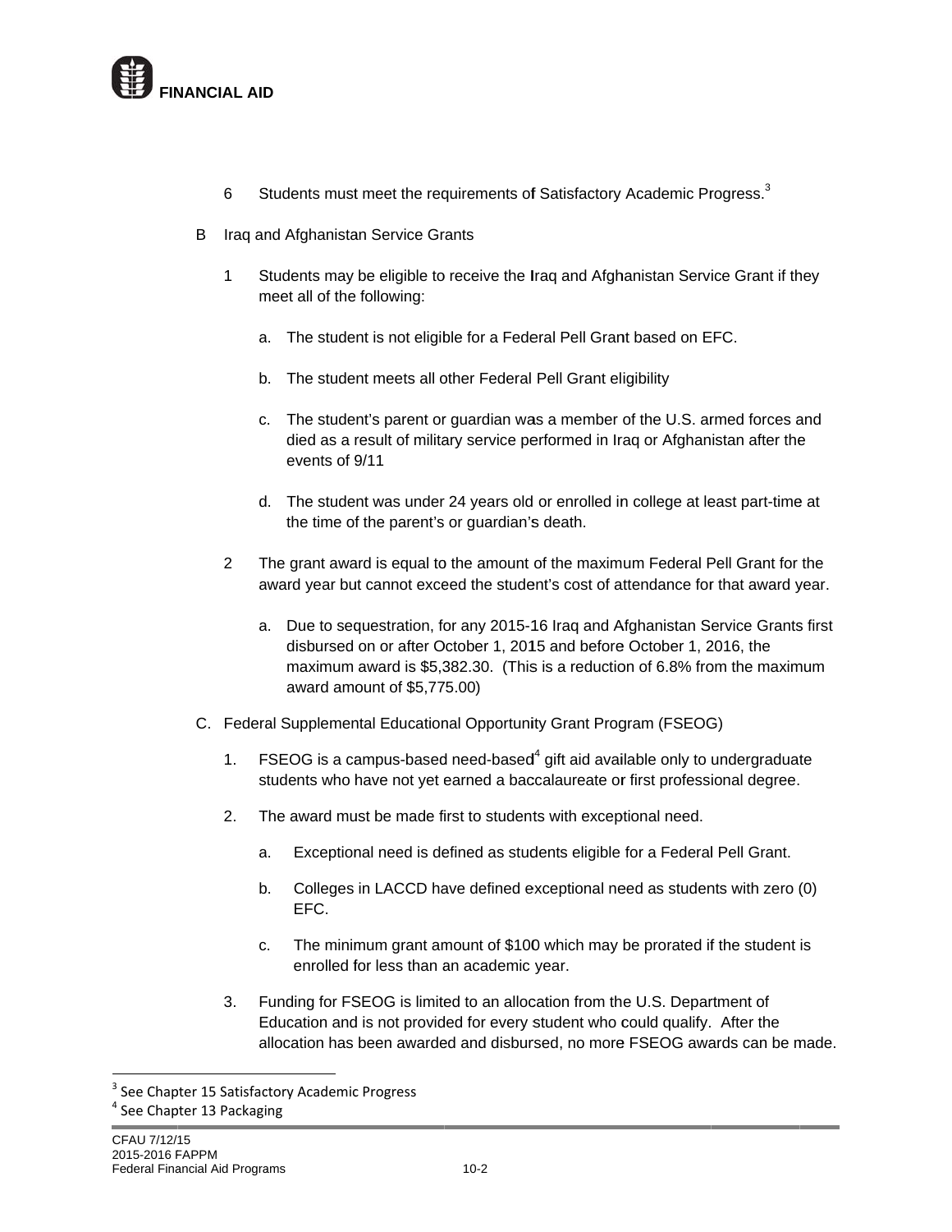6 Students must meet the requirements of Satisfactory Academic Progress.[3]

B Iraq and Afghanistan Service Grants

1 Students may be eligible to receive the Iraq and Afghanistan Service Grant if they meet all of the following:

a. The student is not eligible for a Federal Pell Grant based on EFC.

b. The student meets all other Federal Pell Grant eligibility

c. The student's parent or guardian was a member of the U.S. armed forces and died as a result of military service performed in Iraq or Afghanistan after the events of 9/11

d. The student was under 24 years old or enrolled in college at least part-time at the time of the parent's or guardian's death.

2 The grant award is equal to the amount of the maximum Federal Pell Grant for the award year but cannot exceed the student's cost of attendance for that award year.

a. Due to sequestration, for any 2015-16 Iraq and Afghanistan Service Grants first disbursed on or after October 1, 2015 and before October 1, 2016, the maximum award is $5,382.30. (This is a reduction of 6.8% from the maximum award amount of $5,775.00)

C. Federal Supplemental Educational Opportunity Grant Program (FSEOG)

1. FSEOG is a campus-based need-based[4] gift aid available only to undergraduate students who have not yet earned a baccalaureate or first professional degree.

2. The award must be made first to students with exceptional need.

a. Exceptional need is defined as students eligible for a Federal Pell Grant.

b. Colleges in LACCD have defined exceptional need as students with zero (0) EFC.

c. The minimum grant amount of $100 which may be prorated if the student is enrolled for less than an academic year.

3. Funding for FSEOG is limited to an allocation from the U.S. Department of Education and is not provided for every student who could qualify. After the allocation has been awarded and disbursed, no more FSEOG awards can be made.

---

[3] See Chapter 15 Satisfactory Academic Progress

[4] See Chapter 13 Packaging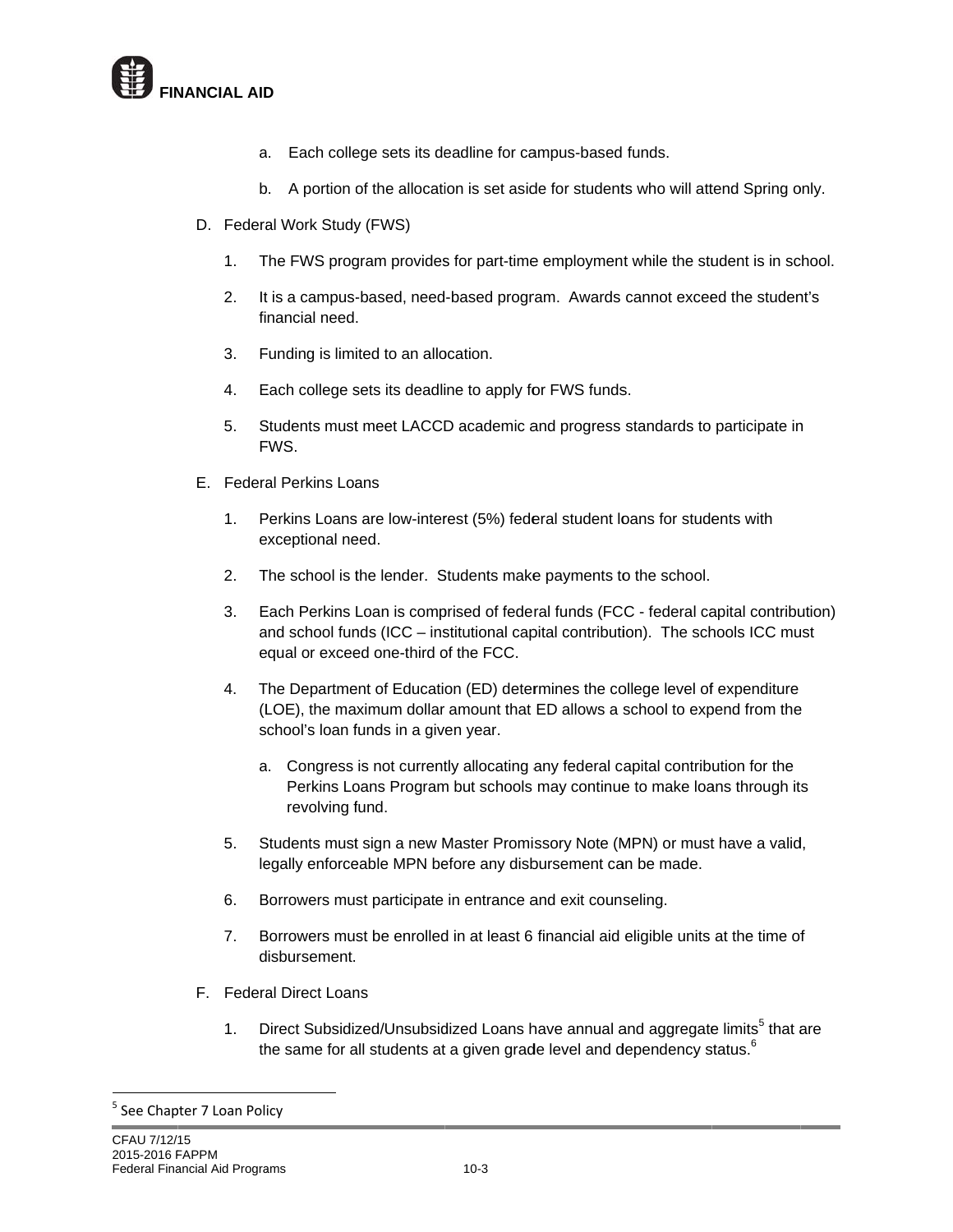a. Each college sets its deadline for campus-based funds.

b. A portion of the allocation is set aside for students who will attend Spring only.

D. Federal Work Study (FWS)

1. The FWS program provides for part-time employment while the student is in school.

2. It is a campus-based, need-based program. Awards cannot exceed the student's financial need.

3. Funding is limited to an allocation.

4. Each college sets its deadline to apply for FWS funds.

5. Students must meet LACCD academic and progress standards to participate in FWS.

E. Federal Perkins Loans

1. Perkins Loans are low-interest (5%) federal student loans for students with exceptional need.

2. The school is the lender. Students make payments to the school.

3. Each Perkins Loan is comprised of federal funds (FCC - federal capital contribution) and school funds (ICC – institutional capital contribution). The schools ICC must equal or exceed one-third of the FCC.

4. The Department of Education (ED) determines the college level of expenditure (LOE), the maximum dollar amount that ED allows a school to expend from the school's loan funds in a given year.

   a. Congress is not currently allocating any federal capital contribution for the Perkins Loans Program but schools may continue to make loans through its revolving fund.

5. Students must sign a new Master Promissory Note (MPN) or must have a valid, legally enforceable MPN before any disbursement can be made.

6. Borrowers must participate in entrance and exit counseling.

7. Borrowers must be enrolled in at least 6 financial aid eligible units at the time of disbursement.

F. Federal Direct Loans

1. Direct Subsidized/Unsubsidized Loans have annual and aggregate limits[5] that are the same for all students at a given grade level and dependency status.[6]

---

[5] See Chapter 7 Loan Policy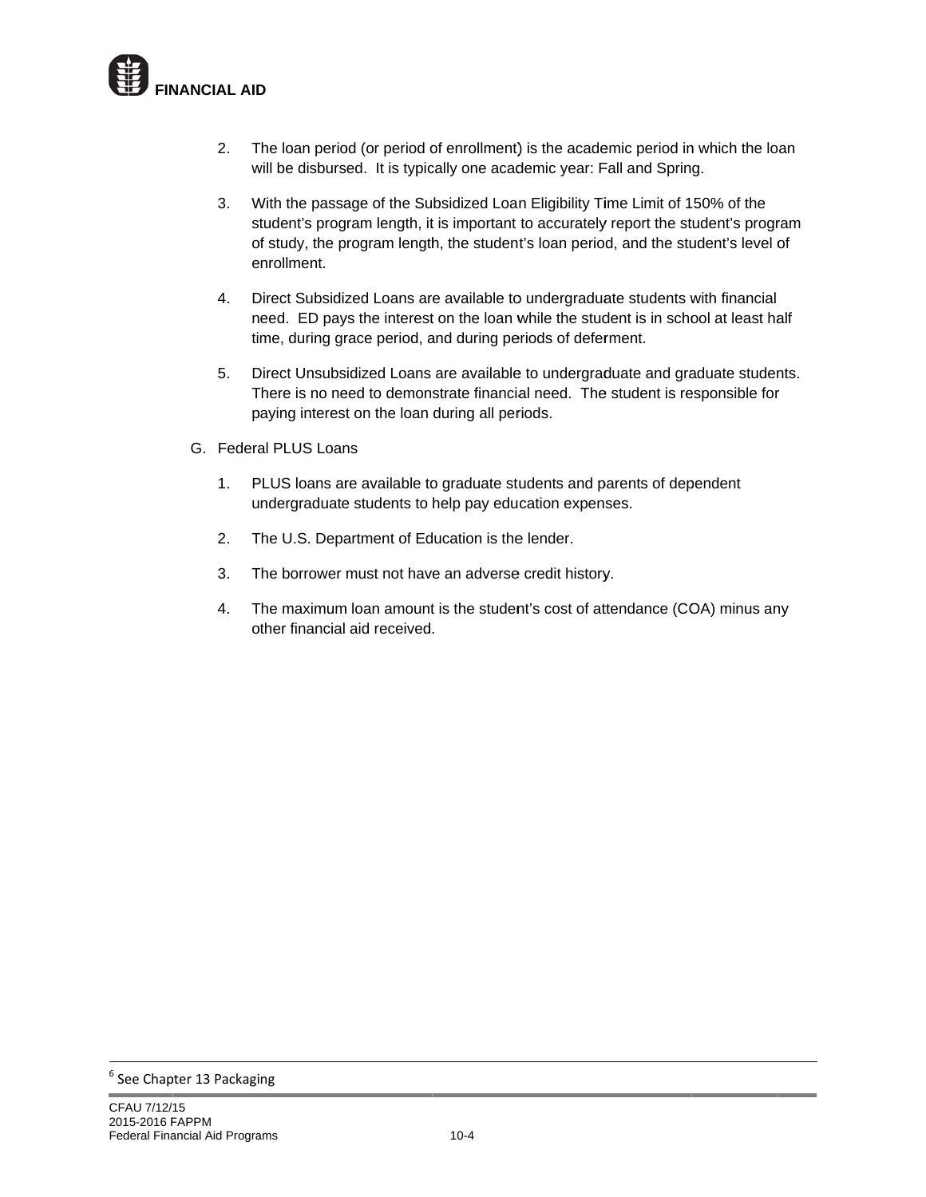2. The loan period (or period of enrollment) is the academic period in which the loan will be disbursed. It is typically one academic year: Fall and Spring.

3. With the passage of the Subsidized Loan Eligibility Time Limit of 150% of the student's program length, it is important to accurately report the student's program of study, the program length, the student's loan period, and the student's level of enrollment.

4. Direct Subsidized Loans are available to undergraduate students with financial need. ED pays the interest on the loan while the student is in school at least half time, during grace period, and during periods of deferment.

5. Direct Unsubsidized Loans are available to undergraduate and graduate students. There is no need to demonstrate financial need. The student is responsible for paying interest on the loan during all periods.

G. Federal PLUS Loans

1. PLUS loans are available to graduate students and parents of dependent undergraduate students to help pay education expenses.

2. The U.S. Department of Education is the lender.

3. The borrower must not have an adverse credit history.

4. The maximum loan amount is the student's cost of attendance (COA) minus any other financial aid received.

---

[6] See Chapter 13 Packaging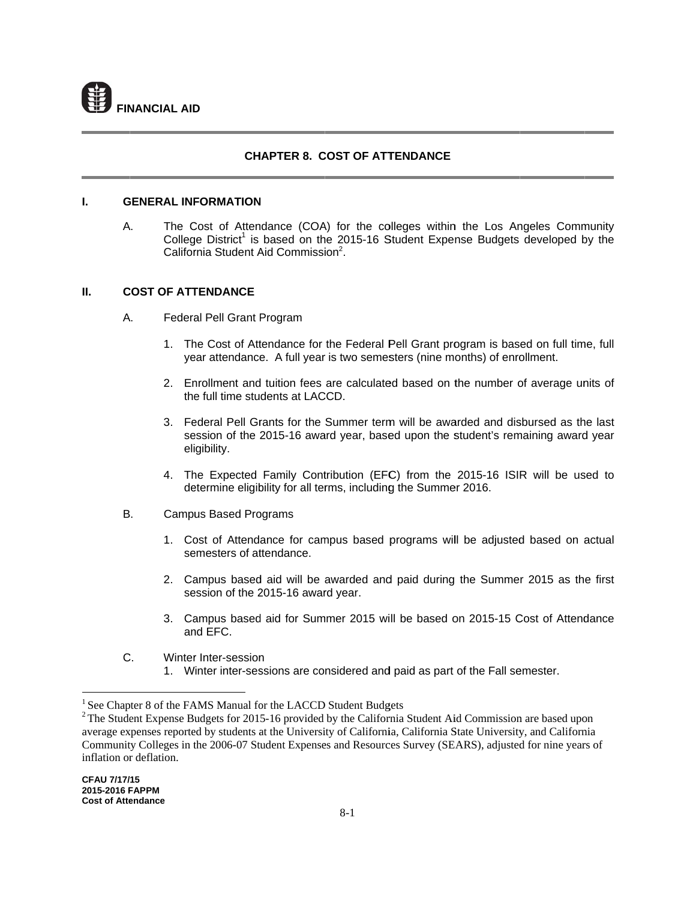**FINANCIAL AID**

## CHAPTER 8. COST OF ATTENDANCE

### I. GENERAL INFORMATION

A. The Cost of Attendance (COA) for the colleges within the Los Angeles Community College District[1] is based on the 2015-16 Student Expense Budgets developed by the California Student Aid Commission[2].

### II. COST OF ATTENDANCE

A. Federal Pell Grant Program

1. The Cost of Attendance for the Federal Pell Grant program is based on full time, full year attendance. A full year is two semesters (nine months) of enrollment.

2. Enrollment and tuition fees are calculated based on the number of average units of the full time students at LACCD.

3. Federal Pell Grants for the Summer term will be awarded and disbursed as the last session of the 2015-16 award year, based upon the student's remaining award year eligibility.

4. The Expected Family Contribution (EFC) from the 2015-16 ISIR will be used to determine eligibility for all terms, including the Summer 2016.

B. Campus Based Programs

1. Cost of Attendance for campus based programs will be adjusted based on actual semesters of attendance.

2. Campus based aid will be awarded and paid during the Summer 2015 as the first session of the 2015-16 award year.

3. Campus based aid for Summer 2015 will be based on 2015-15 Cost of Attendance and EFC.

C. Winter Inter-session

1. Winter inter-sessions are considered and paid as part of the Fall semester.

---

[1] See Chapter 8 of the FAMS Manual for the LACCD Student Budgets

[2] The Student Expense Budgets for 2015-16 provided by the California Student Aid Commission are based upon average expenses reported by students at the University of California, California State University, and California Community Colleges in the 2006-07 Student Expenses and Resources Survey (SEARS), adjusted for nine years of inflation or deflation.

**CFAU 7/17/15**
**2015-2016 FAPPM**
**Cost of Attendance**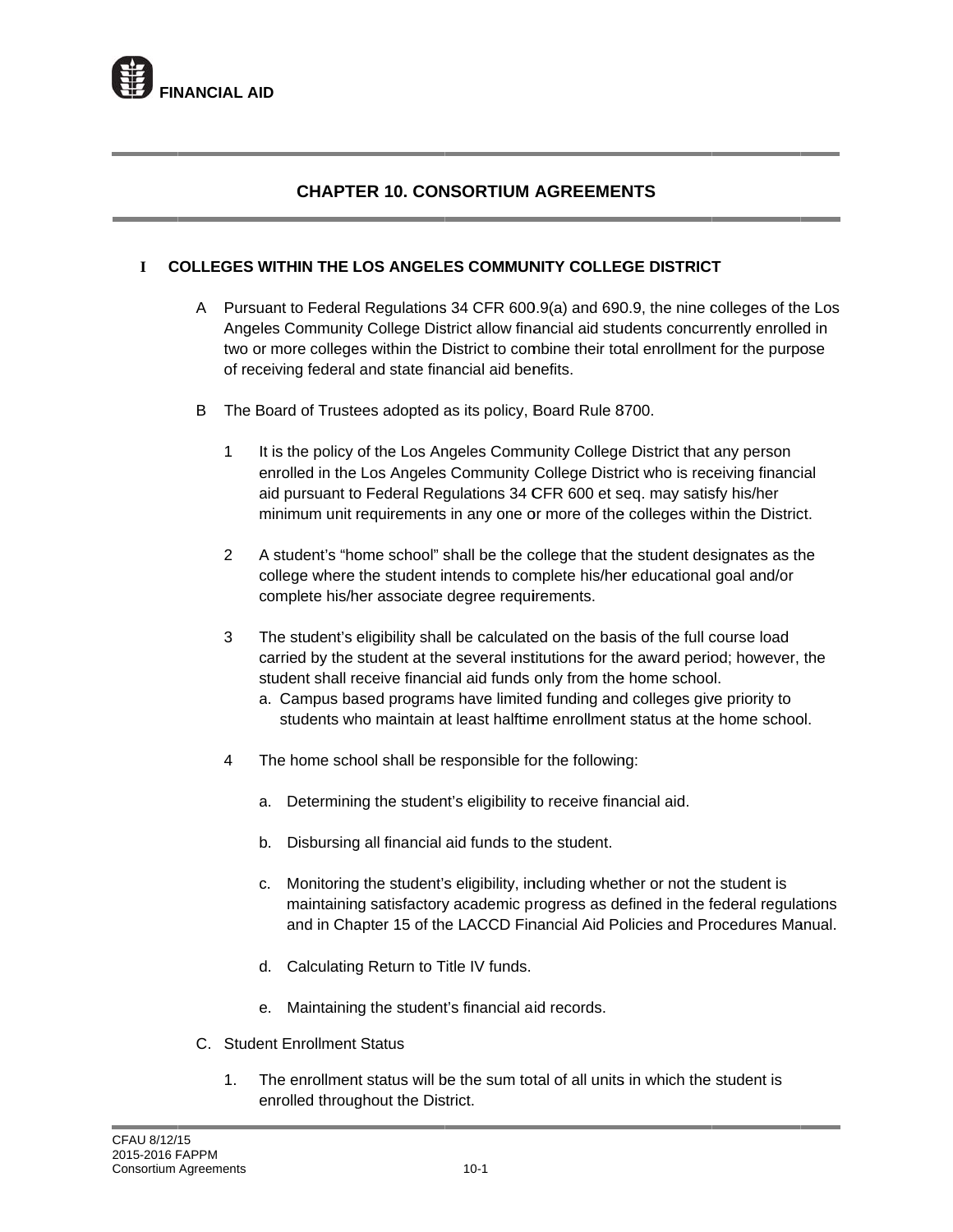FINANCIAL AID

# CHAPTER 10. CONSORTIUM AGREEMENTS

## I COLLEGES WITHIN THE LOS ANGELES COMMUNITY COLLEGE DISTRICT

A Pursuant to Federal Regulations 34 CFR 600.9(a) and 690.9, the nine colleges of the Los Angeles Community College District allow financial aid students concurrently enrolled in two or more colleges within the District to combine their total enrollment for the purpose of receiving federal and state financial aid benefits.

B The Board of Trustees adopted as its policy, Board Rule 8700.

1 It is the policy of the Los Angeles Community College District that any person enrolled in the Los Angeles Community College District who is receiving financial aid pursuant to Federal Regulations 34 CFR 600 et seq. may satisfy his/her minimum unit requirements in any one or more of the colleges within the District.

2 A student's "home school" shall be the college that the student designates as the college where the student intends to complete his/her educational goal and/or complete his/her associate degree requirements.

3 The student's eligibility shall be calculated on the basis of the full course load carried by the student at the several institutions for the award period; however, the student shall receive financial aid funds only from the home school.

a. Campus based programs have limited funding and colleges give priority to students who maintain at least halftime enrollment status at the home school.

4 The home school shall be responsible for the following:

a. Determining the student's eligibility to receive financial aid.

b. Disbursing all financial aid funds to the student.

c. Monitoring the student's eligibility, including whether or not the student is maintaining satisfactory academic progress as defined in the federal regulations and in Chapter 15 of the LACCD Financial Aid Policies and Procedures Manual.

d. Calculating Return to Title IV funds.

e. Maintaining the student's financial aid records.

C. Student Enrollment Status

1. The enrollment status will be the sum total of all units in which the student is enrolled throughout the District.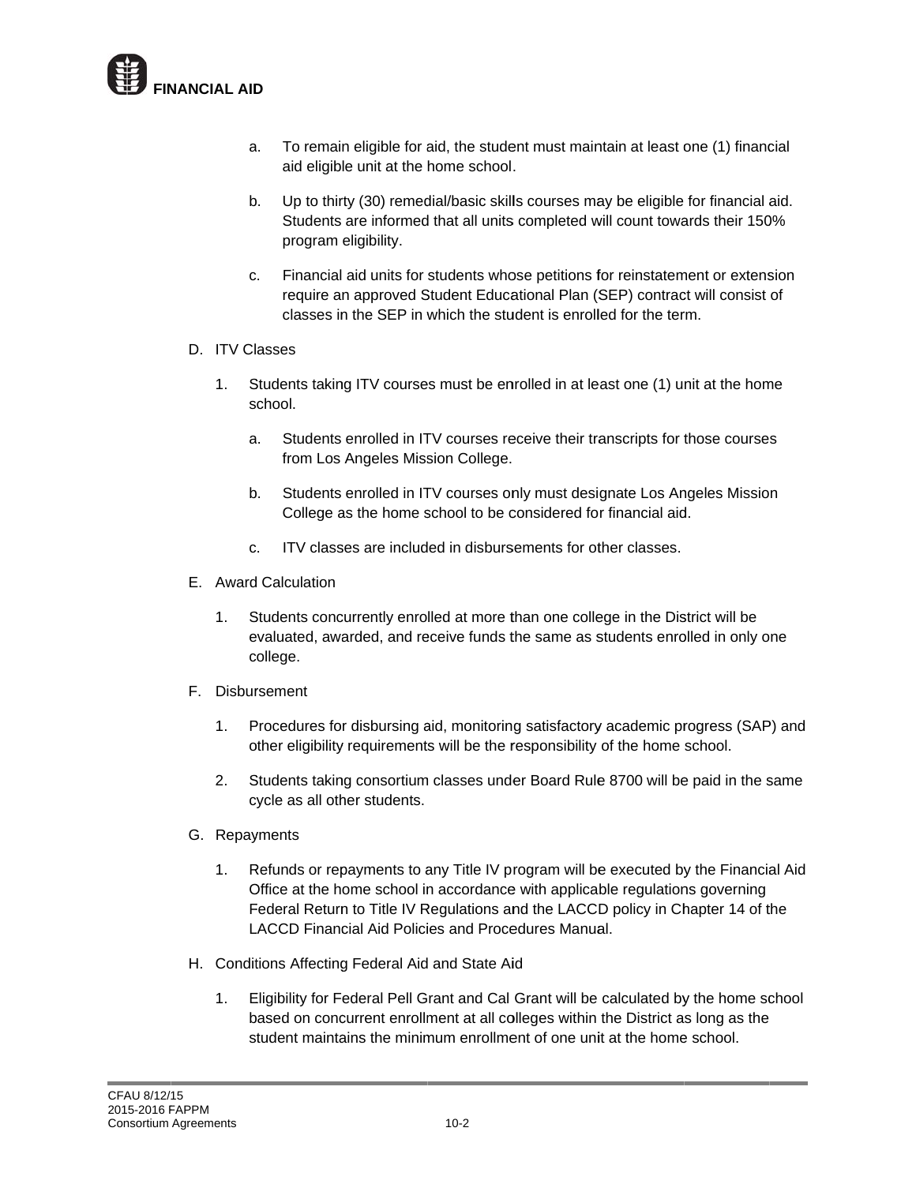a. To remain eligible for aid, the student must maintain at least one (1) financial aid eligible unit at the home school.

b. Up to thirty (30) remedial/basic skills courses may be eligible for financial aid. Students are informed that all units completed will count towards their 150% program eligibility.

c. Financial aid units for students whose petitions for reinstatement or extension require an approved Student Educational Plan (SEP) contract will consist of classes in the SEP in which the student is enrolled for the term.

D. ITV Classes

1. Students taking ITV courses must be enrolled in at least one (1) unit at the home school.

   a. Students enrolled in ITV courses receive their transcripts for those courses from Los Angeles Mission College.

   b. Students enrolled in ITV courses only must designate Los Angeles Mission College as the home school to be considered for financial aid.

   c. ITV classes are included in disbursements for other classes.

E. Award Calculation

1. Students concurrently enrolled at more than one college in the District will be evaluated, awarded, and receive funds the same as students enrolled in only one college.

F. Disbursement

1. Procedures for disbursing aid, monitoring satisfactory academic progress (SAP) and other eligibility requirements will be the responsibility of the home school.

2. Students taking consortium classes under Board Rule 8700 will be paid in the same cycle as all other students.

G. Repayments

1. Refunds or repayments to any Title IV program will be executed by the Financial Aid Office at the home school in accordance with applicable regulations governing Federal Return to Title IV Regulations and the LACCD policy in Chapter 14 of the LACCD Financial Aid Policies and Procedures Manual.

H. Conditions Affecting Federal Aid and State Aid

1. Eligibility for Federal Pell Grant and Cal Grant will be calculated by the home school based on concurrent enrollment at all colleges within the District as long as the student maintains the minimum enrollment of one unit at the home school.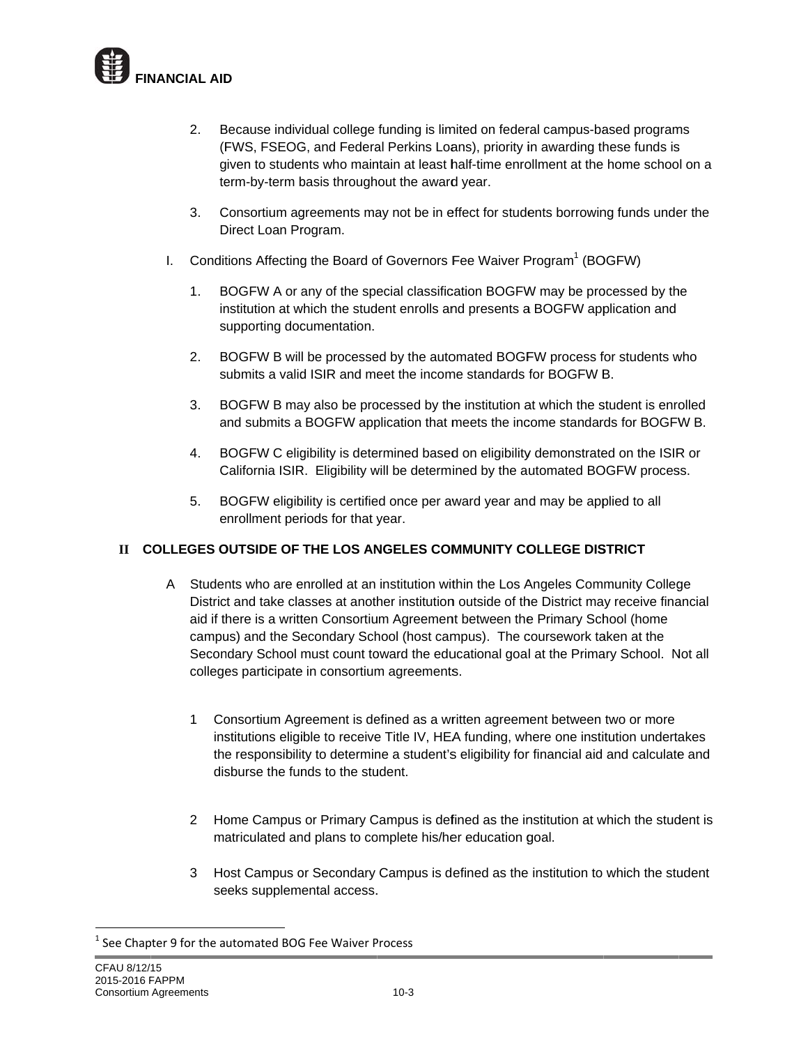2. Because individual college funding is limited on federal campus-based programs (FWS, FSEOG, and Federal Perkins Loans), priority in awarding these funds is given to students who maintain at least half-time enrollment at the home school on a term-by-term basis throughout the award year.

3. Consortium agreements may not be in effect for students borrowing funds under the Direct Loan Program.

I. Conditions Affecting the Board of Governors Fee Waiver Program[1] (BOGFW)

1. BOGFW A or any of the special classification BOGFW may be processed by the institution at which the student enrolls and presents a BOGFW application and supporting documentation.

2. BOGFW B will be processed by the automated BOGFW process for students who submits a valid ISIR and meet the income standards for BOGFW B.

3. BOGFW B may also be processed by the institution at which the student is enrolled and submits a BOGFW application that meets the income standards for BOGFW B.

4. BOGFW C eligibility is determined based on eligibility demonstrated on the ISIR or California ISIR. Eligibility will be determined by the automated BOGFW process.

5. BOGFW eligibility is certified once per award year and may be applied to all enrollment periods for that year.

## II COLLEGES OUTSIDE OF THE LOS ANGELES COMMUNITY COLLEGE DISTRICT

A Students who are enrolled at an institution within the Los Angeles Community College District and take classes at another institution outside of the District may receive financial aid if there is a written Consortium Agreement between the Primary School (home campus) and the Secondary School (host campus). The coursework taken at the Secondary School must count toward the educational goal at the Primary School. Not all colleges participate in consortium agreements.

1 Consortium Agreement is defined as a written agreement between two or more institutions eligible to receive Title IV, HEA funding, where one institution undertakes the responsibility to determine a student's eligibility for financial aid and calculate and disburse the funds to the student.

2 Home Campus or Primary Campus is defined as the institution at which the student is matriculated and plans to complete his/her education goal.

3 Host Campus or Secondary Campus is defined as the institution to which the student seeks supplemental access.

[1] See Chapter 9 for the automated BOG Fee Waiver Process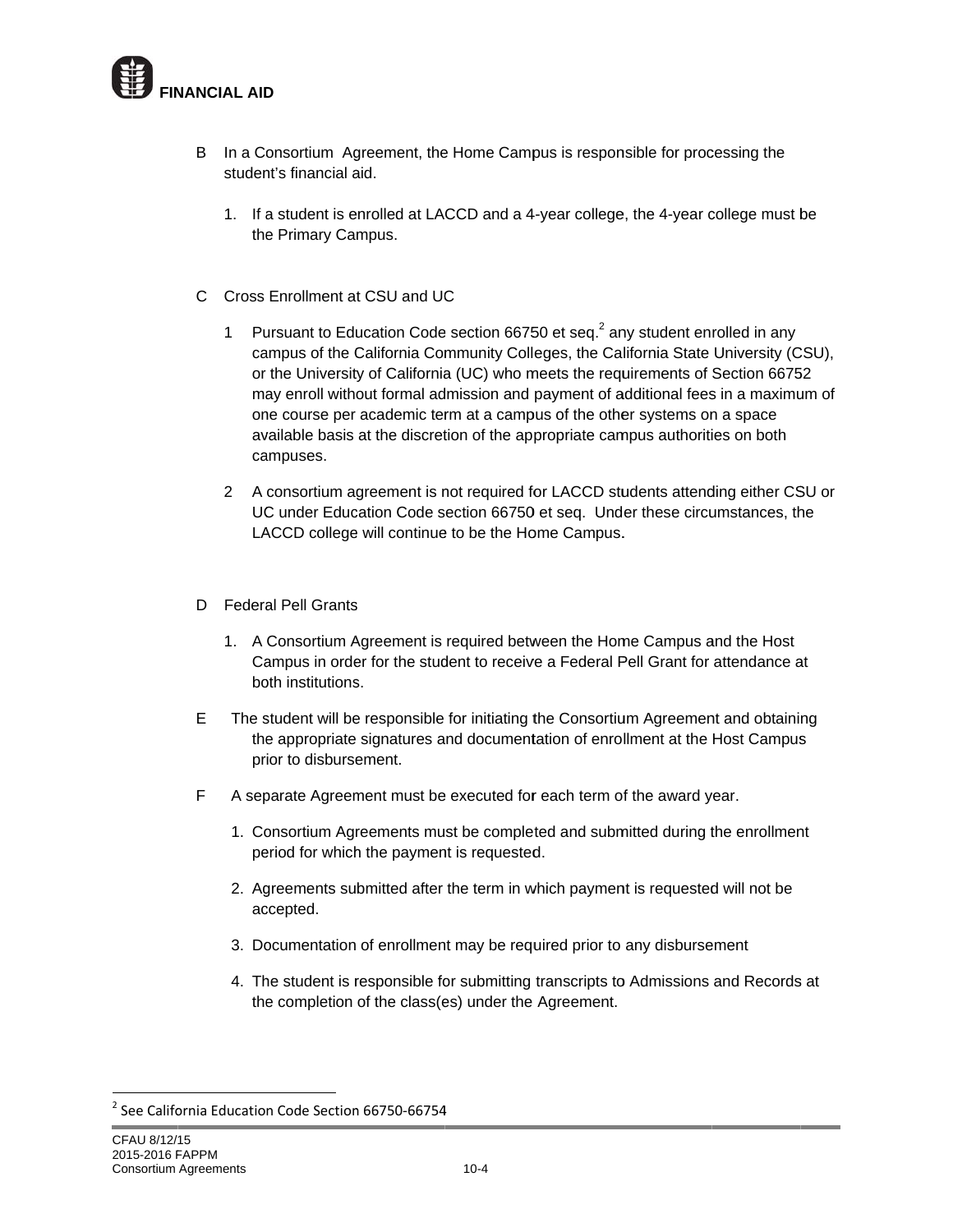B In a Consortium Agreement, the Home Campus is responsible for processing the student's financial aid.

1. If a student is enrolled at LACCD and a 4-year college, the 4-year college must be the Primary Campus.

C Cross Enrollment at CSU and UC

1. Pursuant to Education Code section 66750 et seq.[2] any student enrolled in any campus of the California Community Colleges, the California State University (CSU), or the University of California (UC) who meets the requirements of Section 66752 may enroll without formal admission and payment of additional fees in a maximum of one course per academic term at a campus of the other systems on a space available basis at the discretion of the appropriate campus authorities on both campuses.

2. A consortium agreement is not required for LACCD students attending either CSU or UC under Education Code section 66750 et seq. Under these circumstances, the LACCD college will continue to be the Home Campus.

D Federal Pell Grants

1. A Consortium Agreement is required between the Home Campus and the Host Campus in order for the student to receive a Federal Pell Grant for attendance at both institutions.

E The student will be responsible for initiating the Consortium Agreement and obtaining the appropriate signatures and documentation of enrollment at the Host Campus prior to disbursement.

F A separate Agreement must be executed for each term of the award year.

1. Consortium Agreements must be completed and submitted during the enrollment period for which the payment is requested.
2. Agreements submitted after the term in which payment is requested will not be accepted.
3. Documentation of enrollment may be required prior to any disbursement
4. The student is responsible for submitting transcripts to Admissions and Records at the completion of the class(es) under the Agreement.

---

[2] See California Education Code Section 66750-66754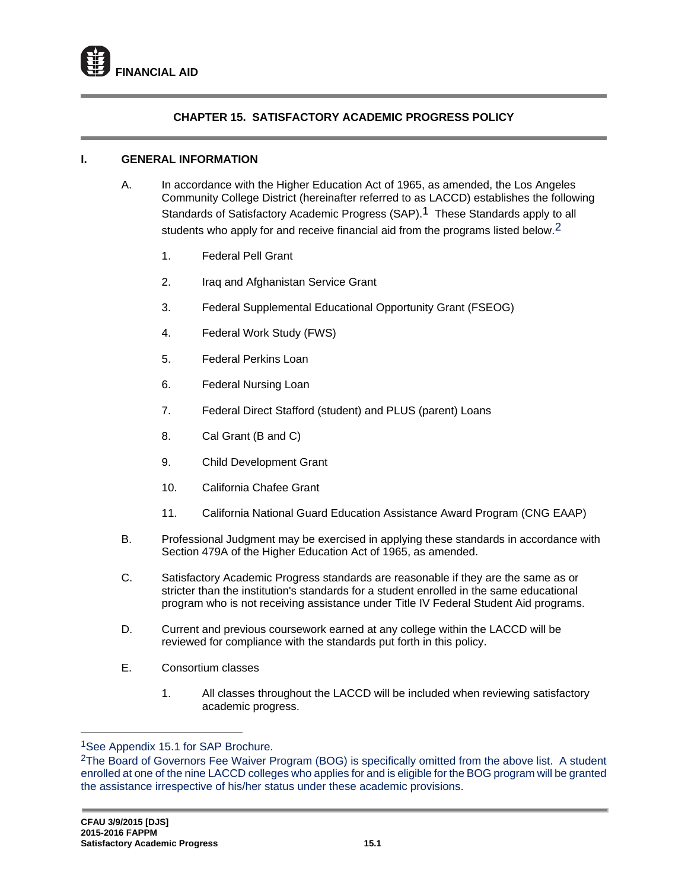**FINANCIAL AID**

## CHAPTER 15. SATISFACTORY ACADEMIC PROGRESS POLICY

### I. GENERAL INFORMATION

A. In accordance with the Higher Education Act of 1965, as amended, the Los Angeles Community College District (hereinafter referred to as LACCD) establishes the following Standards of Satisfactory Academic Progress (SAP).[1] These Standards apply to all students who apply for and receive financial aid from the programs listed below.[2]

1. Federal Pell Grant
2. Iraq and Afghanistan Service Grant
3. Federal Supplemental Educational Opportunity Grant (FSEOG)
4. Federal Work Study (FWS)
5. Federal Perkins Loan
6. Federal Nursing Loan
7. Federal Direct Stafford (student) and PLUS (parent) Loans
8. Cal Grant (B and C)
9. Child Development Grant
10. California Chafee Grant
11. California National Guard Education Assistance Award Program (CNG EAAP)

B. Professional Judgment may be exercised in applying these standards in accordance with Section 479A of the Higher Education Act of 1965, as amended.

C. Satisfactory Academic Progress standards are reasonable if they are the same as or stricter than the institution's standards for a student enrolled in the same educational program who is not receiving assistance under Title IV Federal Student Aid programs.

D. Current and previous coursework earned at any college within the LACCD will be reviewed for compliance with the standards put forth in this policy.

E. Consortium classes

1. All classes throughout the LACCD will be included when reviewing satisfactory academic progress.

---

[1] See Appendix 15.1 for SAP Brochure.

[2] The Board of Governors Fee Waiver Program (BOG) is specifically omitted from the above list. A student enrolled at one of the nine LACCD colleges who applies for and is eligible for the BOG program will be granted the assistance irrespective of his/her status under these academic provisions.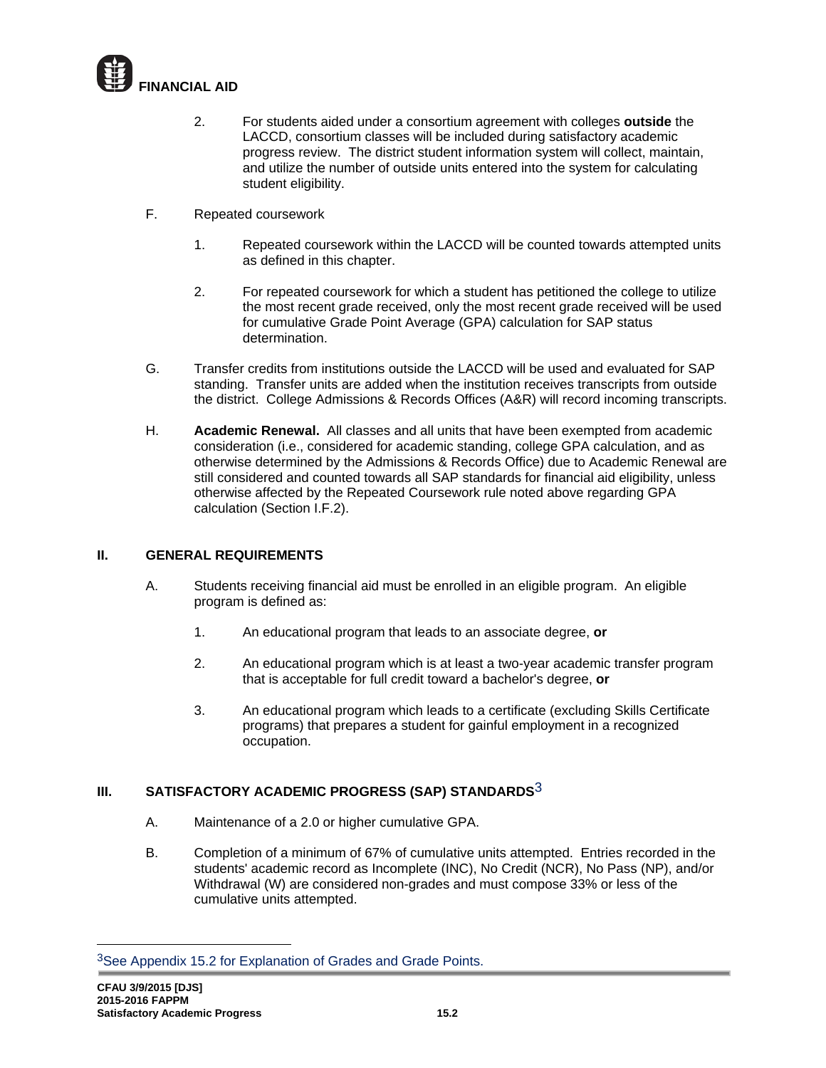2. For students aided under a consortium agreement with colleges **outside** the LACCD, consortium classes will be included during satisfactory academic progress review. The district student information system will collect, maintain, and utilize the number of outside units entered into the system for calculating student eligibility.

F. Repeated coursework

1. Repeated coursework within the LACCD will be counted towards attempted units as defined in this chapter.

2. For repeated coursework for which a student has petitioned the college to utilize the most recent grade received, only the most recent grade received will be used for cumulative Grade Point Average (GPA) calculation for SAP status determination.

G. Transfer credits from institutions outside the LACCD will be used and evaluated for SAP standing. Transfer units are added when the institution receives transcripts from outside the district. College Admissions & Records Offices (A&R) will record incoming transcripts.

H. **Academic Renewal.** All classes and all units that have been exempted from academic consideration (i.e., considered for academic standing, college GPA calculation, and as otherwise determined by the Admissions & Records Office) due to Academic Renewal are still considered and counted towards all SAP standards for financial aid eligibility, unless otherwise affected by the Repeated Coursework rule noted above regarding GPA calculation (Section I.F.2).

## II. GENERAL REQUIREMENTS

A. Students receiving financial aid must be enrolled in an eligible program. An eligible program is defined as:

1. An educational program that leads to an associate degree, **or**

2. An educational program which is at least a two-year academic transfer program that is acceptable for full credit toward a bachelor's degree, **or**

3. An educational program which leads to a certificate (excluding Skills Certificate programs) that prepares a student for gainful employment in a recognized occupation.

## III. SATISFACTORY ACADEMIC PROGRESS (SAP) STANDARDS[3]

A. Maintenance of a 2.0 or higher cumulative GPA.

B. Completion of a minimum of 67% of cumulative units attempted. Entries recorded in the students' academic record as Incomplete (INC), No Credit (NCR), No Pass (NP), and/or Withdrawal (W) are considered non-grades and must compose 33% or less of the cumulative units attempted.

[3] See Appendix 15.2 for Explanation of Grades and Grade Points.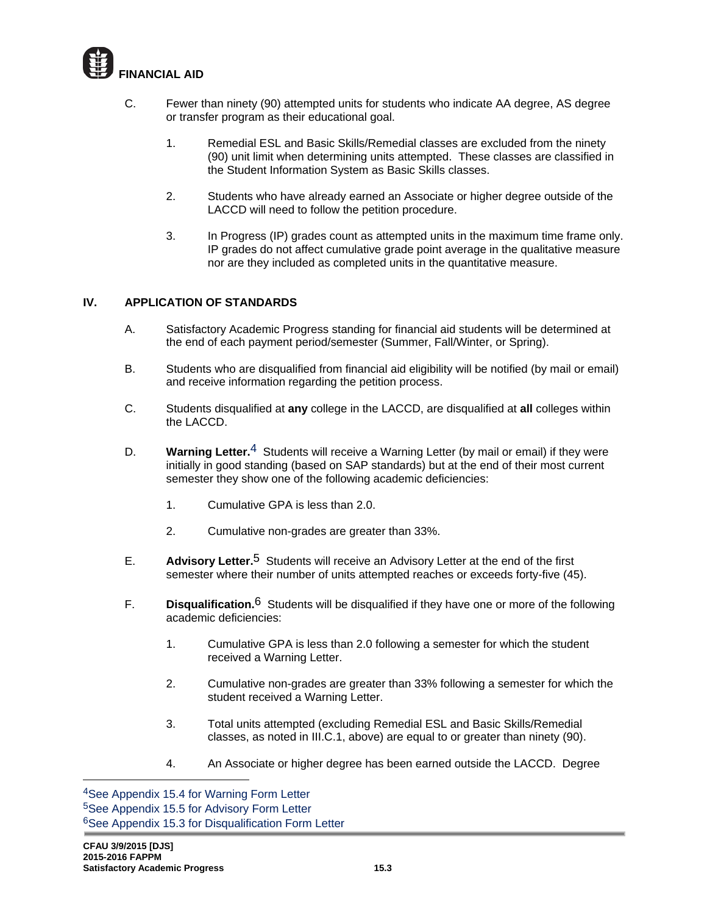C. Fewer than ninety (90) attempted units for students who indicate AA degree, AS degree or transfer program as their educational goal.

1. Remedial ESL and Basic Skills/Remedial classes are excluded from the ninety (90) unit limit when determining units attempted. These classes are classified in the Student Information System as Basic Skills classes.

2. Students who have already earned an Associate or higher degree outside of the LACCD will need to follow the petition procedure.

3. In Progress (IP) grades count as attempted units in the maximum time frame only. IP grades do not affect cumulative grade point average in the qualitative measure nor are they included as completed units in the quantitative measure.

## IV. APPLICATION OF STANDARDS

A. Satisfactory Academic Progress standing for financial aid students will be determined at the end of each payment period/semester (Summer, Fall/Winter, or Spring).

B. Students who are disqualified from financial aid eligibility will be notified (by mail or email) and receive information regarding the petition process.

C. Students disqualified at **any** college in the LACCD, are disqualified at **all** colleges within the LACCD.

D. **Warning Letter.**[4] Students will receive a Warning Letter (by mail or email) if they were initially in good standing (based on SAP standards) but at the end of their most current semester they show one of the following academic deficiencies:

1. Cumulative GPA is less than 2.0.

2. Cumulative non-grades are greater than 33%.

E. **Advisory Letter.**[5] Students will receive an Advisory Letter at the end of the first semester where their number of units attempted reaches or exceeds forty-five (45).

F. **Disqualification.**[6] Students will be disqualified if they have one or more of the following academic deficiencies:

1. Cumulative GPA is less than 2.0 following a semester for which the student received a Warning Letter.

2. Cumulative non-grades are greater than 33% following a semester for which the student received a Warning Letter.

3. Total units attempted (excluding Remedial ESL and Basic Skills/Remedial classes, as noted in III.C.1, above) are equal to or greater than ninety (90).

4. An Associate or higher degree has been earned outside the LACCD. Degree

---

[4] See Appendix 15.4 for Warning Form Letter
[5] See Appendix 15.5 for Advisory Form Letter
[6] See Appendix 15.3 for Disqualification Form Letter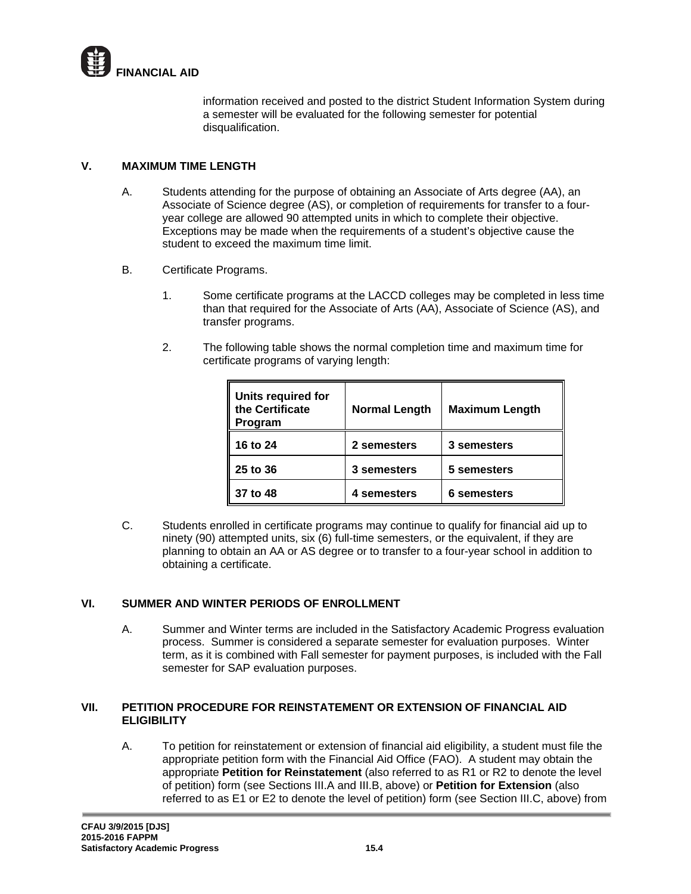information received and posted to the district Student Information System during a semester will be evaluated for the following semester for potential disqualification.

## V. MAXIMUM TIME LENGTH

A. Students attending for the purpose of obtaining an Associate of Arts degree (AA), an Associate of Science degree (AS), or completion of requirements for transfer to a four-year college are allowed 90 attempted units in which to complete their objective. Exceptions may be made when the requirements of a student's objective cause the student to exceed the maximum time limit.

B. Certificate Programs.

1. Some certificate programs at the LACCD colleges may be completed in less time than that required for the Associate of Arts (AA), Associate of Science (AS), and transfer programs.

2. The following table shows the normal completion time and maximum time for certificate programs of varying length:

| Units required for the Certificate Program | Normal Length | Maximum Length |
|---|---|---|
| **16 to 24** | **2 semesters** | **3 semesters** |
| **25 to 36** | **3 semesters** | **5 semesters** |
| **37 to 48** | **4 semesters** | **6 semesters** |

C. Students enrolled in certificate programs may continue to qualify for financial aid up to ninety (90) attempted units, six (6) full-time semesters, or the equivalent, if they are planning to obtain an AA or AS degree or to transfer to a four-year school in addition to obtaining a certificate.

## VI. SUMMER AND WINTER PERIODS OF ENROLLMENT

A. Summer and Winter terms are included in the Satisfactory Academic Progress evaluation process. Summer is considered a separate semester for evaluation purposes. Winter term, as it is combined with Fall semester for payment purposes, is included with the Fall semester for SAP evaluation purposes.

## VII. PETITION PROCEDURE FOR REINSTATEMENT OR EXTENSION OF FINANCIAL AID ELIGIBILITY

A. To petition for reinstatement or extension of financial aid eligibility, a student must file the appropriate petition form with the Financial Aid Office (FAO). A student may obtain the appropriate **Petition for Reinstatement** (also referred to as R1 or R2 to denote the level of petition) form (see Sections III.A and III.B, above) or **Petition for Extension** (also referred to as E1 or E2 to denote the level of petition) form (see Section III.C, above) from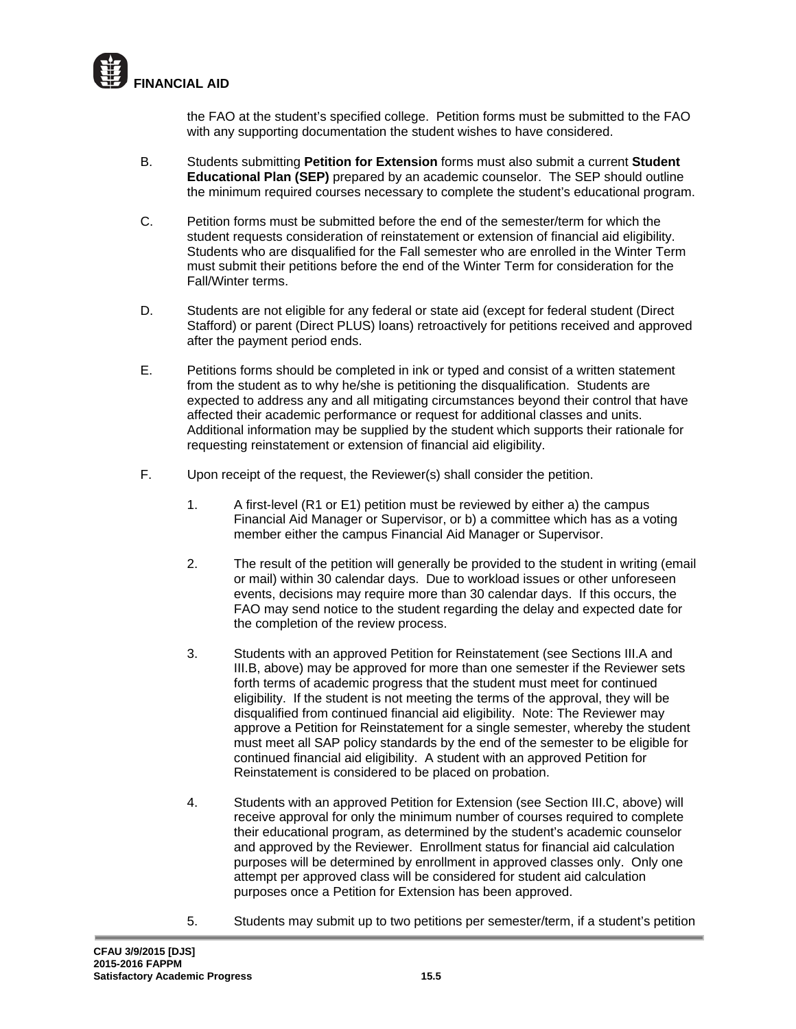the FAO at the student's specified college. Petition forms must be submitted to the FAO with any supporting documentation the student wishes to have considered.

B. Students submitting **Petition for Extension** forms must also submit a current **Student Educational Plan (SEP)** prepared by an academic counselor. The SEP should outline the minimum required courses necessary to complete the student's educational program.

C. Petition forms must be submitted before the end of the semester/term for which the student requests consideration of reinstatement or extension of financial aid eligibility. Students who are disqualified for the Fall semester who are enrolled in the Winter Term must submit their petitions before the end of the Winter Term for consideration for the Fall/Winter terms.

D. Students are not eligible for any federal or state aid (except for federal student (Direct Stafford) or parent (Direct PLUS) loans) retroactively for petitions received and approved after the payment period ends.

E. Petitions forms should be completed in ink or typed and consist of a written statement from the student as to why he/she is petitioning the disqualification. Students are expected to address any and all mitigating circumstances beyond their control that have affected their academic performance or request for additional classes and units. Additional information may be supplied by the student which supports their rationale for requesting reinstatement or extension of financial aid eligibility.

F. Upon receipt of the request, the Reviewer(s) shall consider the petition.

1. A first-level (R1 or E1) petition must be reviewed by either a) the campus Financial Aid Manager or Supervisor, or b) a committee which has as a voting member either the campus Financial Aid Manager or Supervisor.

2. The result of the petition will generally be provided to the student in writing (email or mail) within 30 calendar days. Due to workload issues or other unforeseen events, decisions may require more than 30 calendar days. If this occurs, the FAO may send notice to the student regarding the delay and expected date for the completion of the review process.

3. Students with an approved Petition for Reinstatement (see Sections III.A and III.B, above) may be approved for more than one semester if the Reviewer sets forth terms of academic progress that the student must meet for continued eligibility. If the student is not meeting the terms of the approval, they will be disqualified from continued financial aid eligibility. Note: The Reviewer may approve a Petition for Reinstatement for a single semester, whereby the student must meet all SAP policy standards by the end of the semester to be eligible for continued financial aid eligibility. A student with an approved Petition for Reinstatement is considered to be placed on probation.

4. Students with an approved Petition for Extension (see Section III.C, above) will receive approval for only the minimum number of courses required to complete their educational program, as determined by the student's academic counselor and approved by the Reviewer. Enrollment status for financial aid calculation purposes will be determined by enrollment in approved classes only. Only one attempt per approved class will be considered for student aid calculation purposes once a Petition for Extension has been approved.

5. Students may submit up to two petitions per semester/term, if a student's petition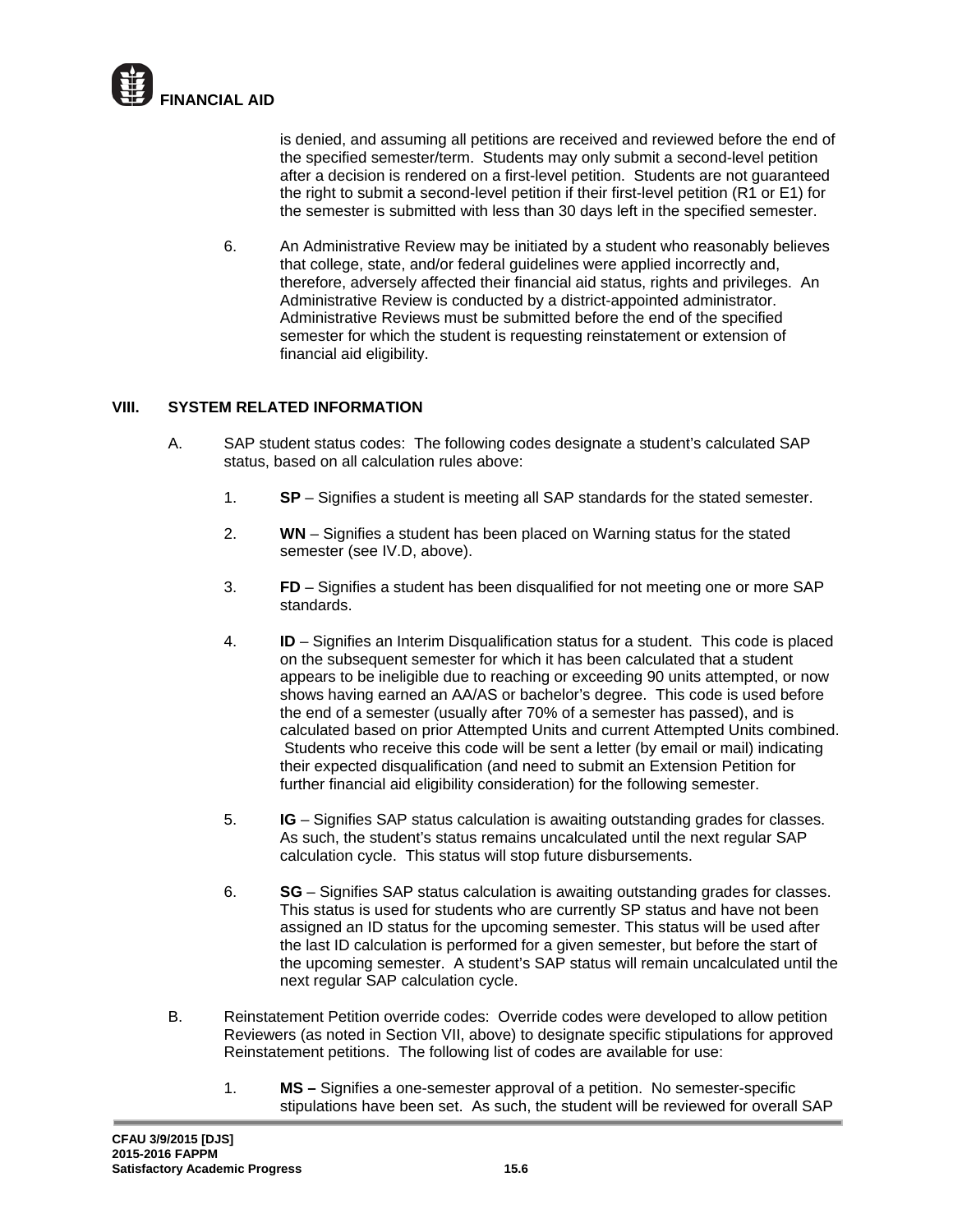is denied, and assuming all petitions are received and reviewed before the end of the specified semester/term. Students may only submit a second-level petition after a decision is rendered on a first-level petition. Students are not guaranteed the right to submit a second-level petition if their first-level petition (R1 or E1) for the semester is submitted with less than 30 days left in the specified semester.

6. An Administrative Review may be initiated by a student who reasonably believes that college, state, and/or federal guidelines were applied incorrectly and, therefore, adversely affected their financial aid status, rights and privileges. An Administrative Review is conducted by a district-appointed administrator. Administrative Reviews must be submitted before the end of the specified semester for which the student is requesting reinstatement or extension of financial aid eligibility.

## VIII. SYSTEM RELATED INFORMATION

A. SAP student status codes: The following codes designate a student's calculated SAP status, based on all calculation rules above:

1. **SP** – Signifies a student is meeting all SAP standards for the stated semester.

2. **WN** – Signifies a student has been placed on Warning status for the stated semester (see IV.D, above).

3. **FD** – Signifies a student has been disqualified for not meeting one or more SAP standards.

4. **ID** – Signifies an Interim Disqualification status for a student. This code is placed on the subsequent semester for which it has been calculated that a student appears to be ineligible due to reaching or exceeding 90 units attempted, or now shows having earned an AA/AS or bachelor's degree. This code is used before the end of a semester (usually after 70% of a semester has passed), and is calculated based on prior Attempted Units and current Attempted Units combined. Students who receive this code will be sent a letter (by email or mail) indicating their expected disqualification (and need to submit an Extension Petition for further financial aid eligibility consideration) for the following semester.

5. **IG** – Signifies SAP status calculation is awaiting outstanding grades for classes. As such, the student's status remains uncalculated until the next regular SAP calculation cycle. This status will stop future disbursements.

6. **SG** – Signifies SAP status calculation is awaiting outstanding grades for classes. This status is used for students who are currently SP status and have not been assigned an ID status for the upcoming semester. This status will be used after the last ID calculation is performed for a given semester, but before the start of the upcoming semester. A student's SAP status will remain uncalculated until the next regular SAP calculation cycle.

B. Reinstatement Petition override codes: Override codes were developed to allow petition Reviewers (as noted in Section VII, above) to designate specific stipulations for approved Reinstatement petitions. The following list of codes are available for use:

1. **MS –** Signifies a one-semester approval of a petition. No semester-specific stipulations have been set. As such, the student will be reviewed for overall SAP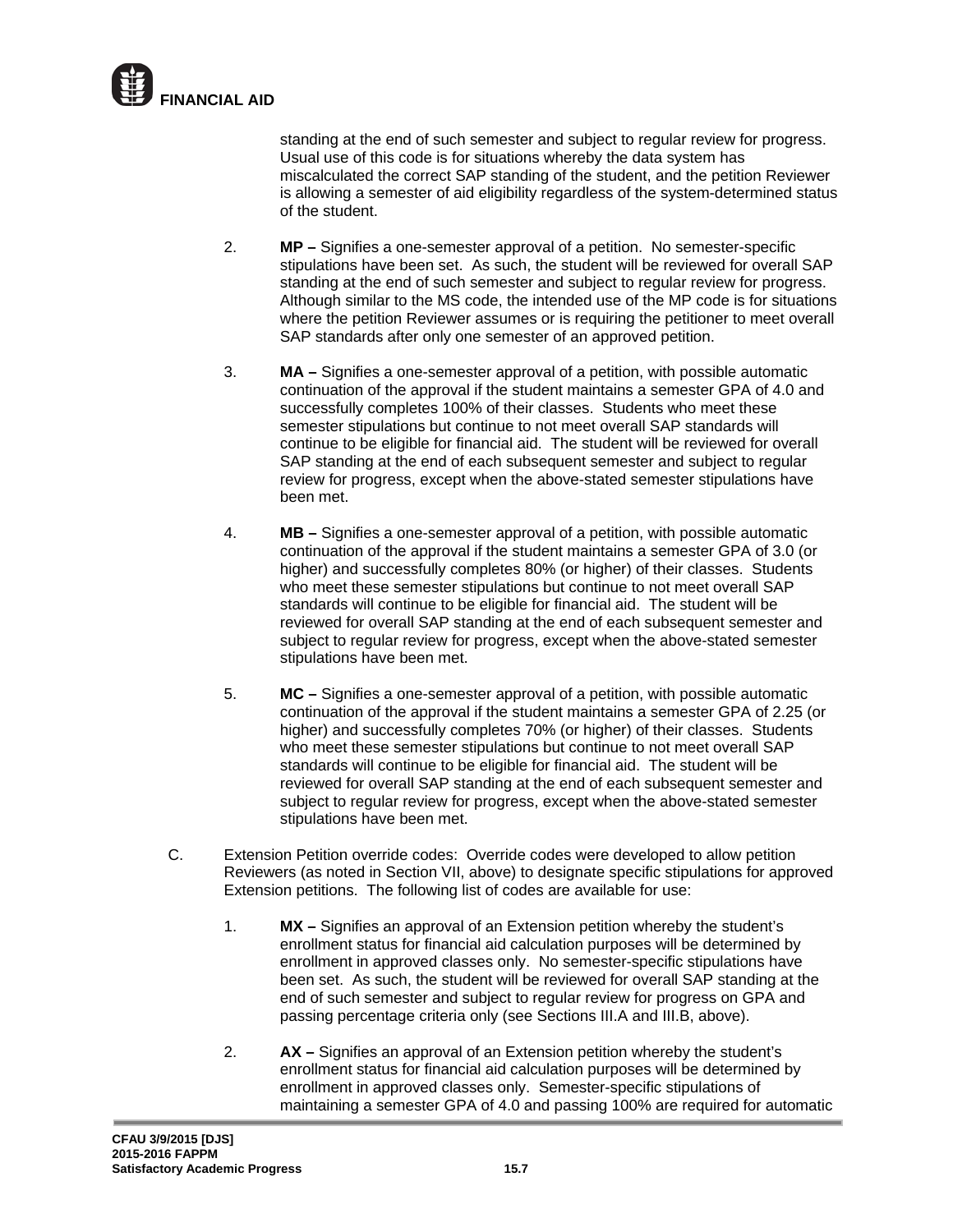standing at the end of such semester and subject to regular review for progress. Usual use of this code is for situations whereby the data system has miscalculated the correct SAP standing of the student, and the petition Reviewer is allowing a semester of aid eligibility regardless of the system-determined status of the student.

2. **MP –** Signifies a one-semester approval of a petition. No semester-specific stipulations have been set. As such, the student will be reviewed for overall SAP standing at the end of such semester and subject to regular review for progress. Although similar to the MS code, the intended use of the MP code is for situations where the petition Reviewer assumes or is requiring the petitioner to meet overall SAP standards after only one semester of an approved petition.

3. **MA –** Signifies a one-semester approval of a petition, with possible automatic continuation of the approval if the student maintains a semester GPA of 4.0 and successfully completes 100% of their classes. Students who meet these semester stipulations but continue to not meet overall SAP standards will continue to be eligible for financial aid. The student will be reviewed for overall SAP standing at the end of each subsequent semester and subject to regular review for progress, except when the above-stated semester stipulations have been met.

4. **MB –** Signifies a one-semester approval of a petition, with possible automatic continuation of the approval if the student maintains a semester GPA of 3.0 (or higher) and successfully completes 80% (or higher) of their classes. Students who meet these semester stipulations but continue to not meet overall SAP standards will continue to be eligible for financial aid. The student will be reviewed for overall SAP standing at the end of each subsequent semester and subject to regular review for progress, except when the above-stated semester stipulations have been met.

5. **MC –** Signifies a one-semester approval of a petition, with possible automatic continuation of the approval if the student maintains a semester GPA of 2.25 (or higher) and successfully completes 70% (or higher) of their classes. Students who meet these semester stipulations but continue to not meet overall SAP standards will continue to be eligible for financial aid. The student will be reviewed for overall SAP standing at the end of each subsequent semester and subject to regular review for progress, except when the above-stated semester stipulations have been met.

C. Extension Petition override codes: Override codes were developed to allow petition Reviewers (as noted in Section VII, above) to designate specific stipulations for approved Extension petitions. The following list of codes are available for use:

1. **MX –** Signifies an approval of an Extension petition whereby the student's enrollment status for financial aid calculation purposes will be determined by enrollment in approved classes only. No semester-specific stipulations have been set. As such, the student will be reviewed for overall SAP standing at the end of such semester and subject to regular review for progress on GPA and passing percentage criteria only (see Sections III.A and III.B, above).

2. **AX –** Signifies an approval of an Extension petition whereby the student's enrollment status for financial aid calculation purposes will be determined by enrollment in approved classes only. Semester-specific stipulations of maintaining a semester GPA of 4.0 and passing 100% are required for automatic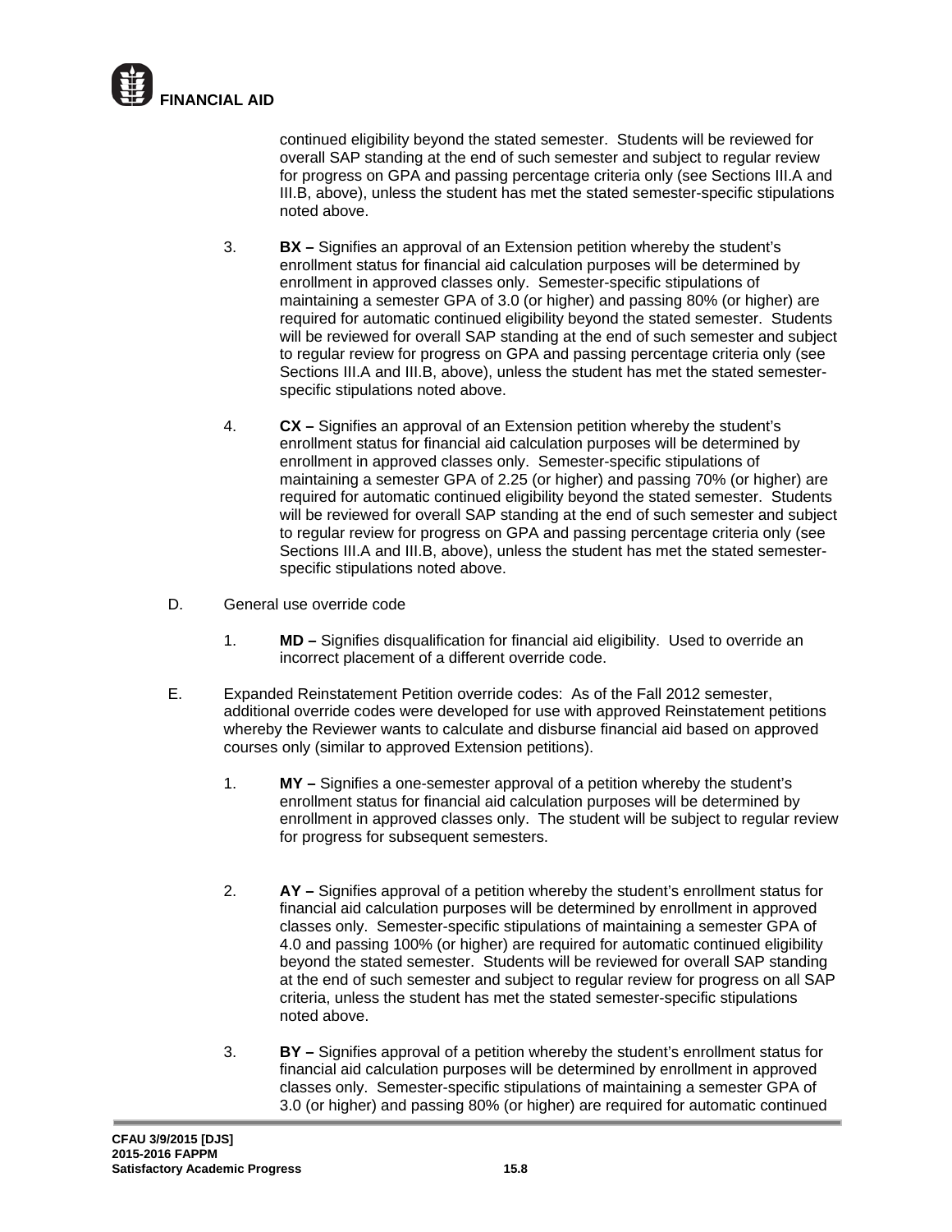continued eligibility beyond the stated semester. Students will be reviewed for overall SAP standing at the end of such semester and subject to regular review for progress on GPA and passing percentage criteria only (see Sections III.A and III.B, above), unless the student has met the stated semester-specific stipulations noted above.

3. **BX –** Signifies an approval of an Extension petition whereby the student's enrollment status for financial aid calculation purposes will be determined by enrollment in approved classes only. Semester-specific stipulations of maintaining a semester GPA of 3.0 (or higher) and passing 80% (or higher) are required for automatic continued eligibility beyond the stated semester. Students will be reviewed for overall SAP standing at the end of such semester and subject to regular review for progress on GPA and passing percentage criteria only (see Sections III.A and III.B, above), unless the student has met the stated semester-specific stipulations noted above.

4. **CX –** Signifies an approval of an Extension petition whereby the student's enrollment status for financial aid calculation purposes will be determined by enrollment in approved classes only. Semester-specific stipulations of maintaining a semester GPA of 2.25 (or higher) and passing 70% (or higher) are required for automatic continued eligibility beyond the stated semester. Students will be reviewed for overall SAP standing at the end of such semester and subject to regular review for progress on GPA and passing percentage criteria only (see Sections III.A and III.B, above), unless the student has met the stated semester-specific stipulations noted above.

D. General use override code

1. **MD –** Signifies disqualification for financial aid eligibility. Used to override an incorrect placement of a different override code.

E. Expanded Reinstatement Petition override codes: As of the Fall 2012 semester, additional override codes were developed for use with approved Reinstatement petitions whereby the Reviewer wants to calculate and disburse financial aid based on approved courses only (similar to approved Extension petitions).

1. **MY –** Signifies a one-semester approval of a petition whereby the student's enrollment status for financial aid calculation purposes will be determined by enrollment in approved classes only. The student will be subject to regular review for progress for subsequent semesters.

2. **AY –** Signifies approval of a petition whereby the student's enrollment status for financial aid calculation purposes will be determined by enrollment in approved classes only. Semester-specific stipulations of maintaining a semester GPA of 4.0 and passing 100% (or higher) are required for automatic continued eligibility beyond the stated semester. Students will be reviewed for overall SAP standing at the end of such semester and subject to regular review for progress on all SAP criteria, unless the student has met the stated semester-specific stipulations noted above.

3. **BY –** Signifies approval of a petition whereby the student's enrollment status for financial aid calculation purposes will be determined by enrollment in approved classes only. Semester-specific stipulations of maintaining a semester GPA of 3.0 (or higher) and passing 80% (or higher) are required for automatic continued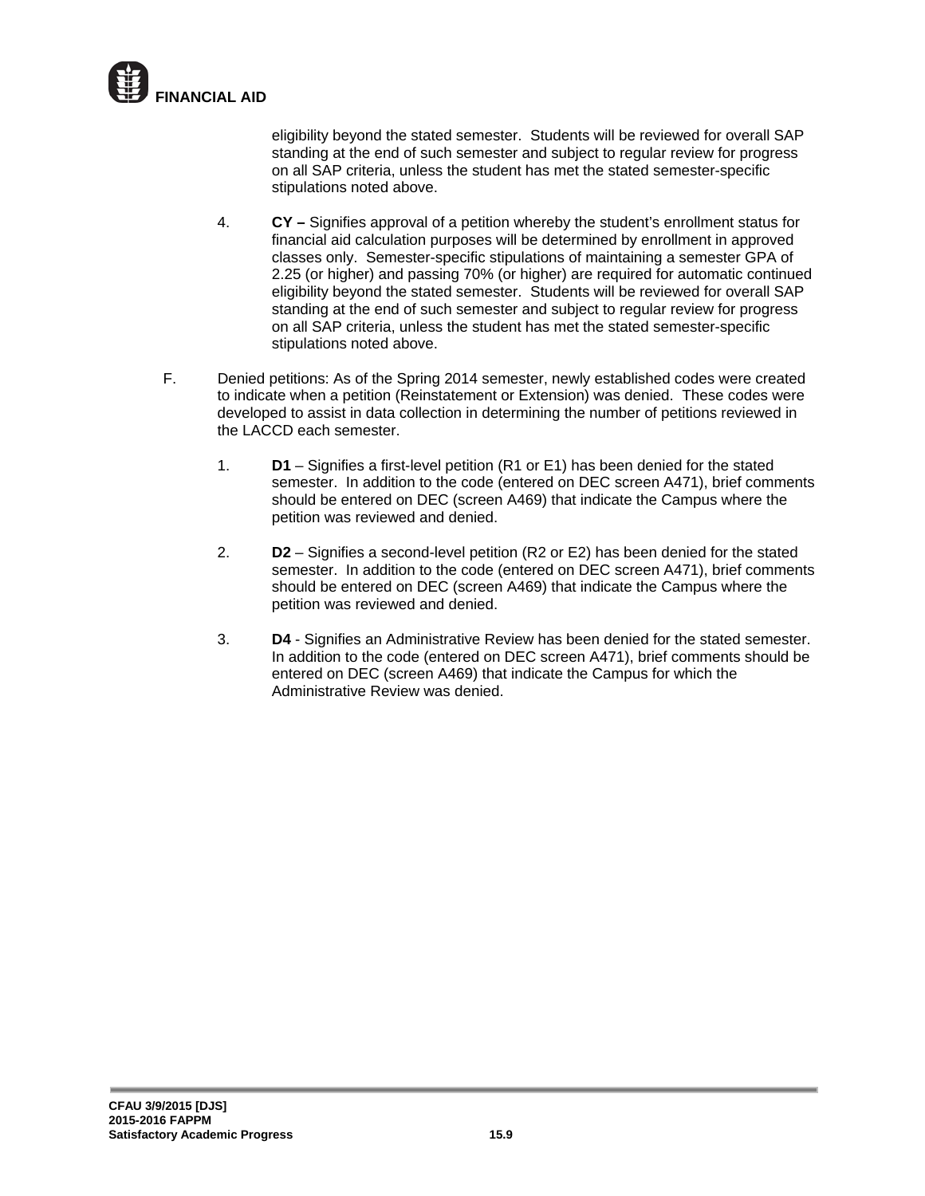eligibility beyond the stated semester. Students will be reviewed for overall SAP standing at the end of such semester and subject to regular review for progress on all SAP criteria, unless the student has met the stated semester-specific stipulations noted above.

4. **CY –** Signifies approval of a petition whereby the student's enrollment status for financial aid calculation purposes will be determined by enrollment in approved classes only. Semester-specific stipulations of maintaining a semester GPA of 2.25 (or higher) and passing 70% (or higher) are required for automatic continued eligibility beyond the stated semester. Students will be reviewed for overall SAP standing at the end of such semester and subject to regular review for progress on all SAP criteria, unless the student has met the stated semester-specific stipulations noted above.

F. Denied petitions: As of the Spring 2014 semester, newly established codes were created to indicate when a petition (Reinstatement or Extension) was denied. These codes were developed to assist in data collection in determining the number of petitions reviewed in the LACCD each semester.

1. **D1** – Signifies a first-level petition (R1 or E1) has been denied for the stated semester. In addition to the code (entered on DEC screen A471), brief comments should be entered on DEC (screen A469) that indicate the Campus where the petition was reviewed and denied.

2. **D2** – Signifies a second-level petition (R2 or E2) has been denied for the stated semester. In addition to the code (entered on DEC screen A471), brief comments should be entered on DEC (screen A469) that indicate the Campus where the petition was reviewed and denied.

3. **D4** - Signifies an Administrative Review has been denied for the stated semester. In addition to the code (entered on DEC screen A471), brief comments should be entered on DEC (screen A469) that indicate the Campus for which the Administrative Review was denied.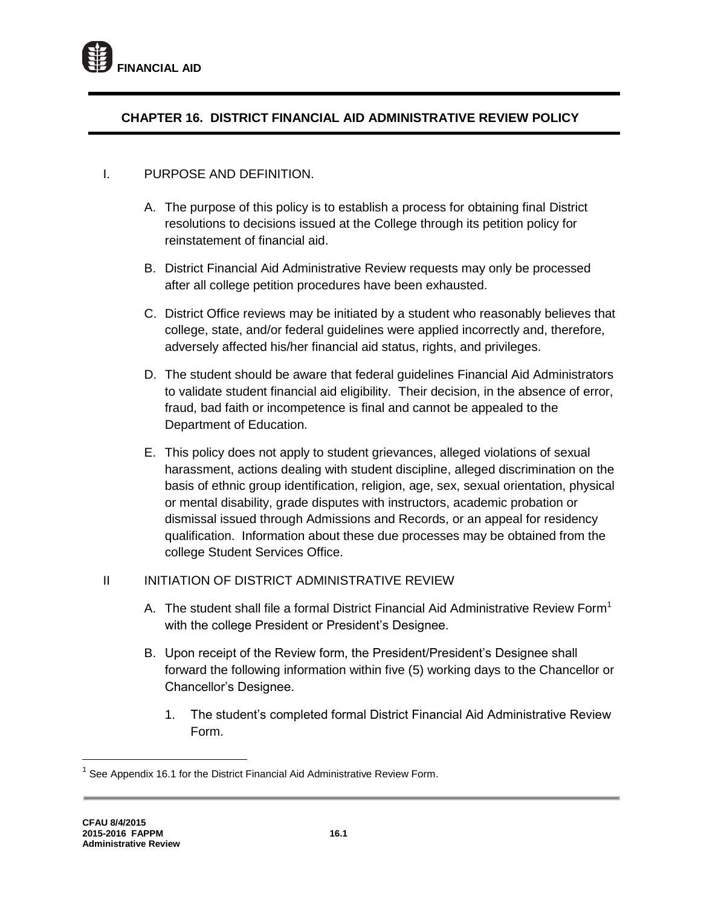# CHAPTER 16. DISTRICT FINANCIAL AID ADMINISTRATIVE REVIEW POLICY

I. PURPOSE AND DEFINITION.

A. The purpose of this policy is to establish a process for obtaining final District resolutions to decisions issued at the College through its petition policy for reinstatement of financial aid.

B. District Financial Aid Administrative Review requests may only be processed after all college petition procedures have been exhausted.

C. District Office reviews may be initiated by a student who reasonably believes that college, state, and/or federal guidelines were applied incorrectly and, therefore, adversely affected his/her financial aid status, rights, and privileges.

D. The student should be aware that federal guidelines Financial Aid Administrators to validate student financial aid eligibility. Their decision, in the absence of error, fraud, bad faith or incompetence is final and cannot be appealed to the Department of Education.

E. This policy does not apply to student grievances, alleged violations of sexual harassment, actions dealing with student discipline, alleged discrimination on the basis of ethnic group identification, religion, age, sex, sexual orientation, physical or mental disability, grade disputes with instructors, academic probation or dismissal issued through Admissions and Records, or an appeal for residency qualification. Information about these due processes may be obtained from the college Student Services Office.

II INITIATION OF DISTRICT ADMINISTRATIVE REVIEW

A. The student shall file a formal District Financial Aid Administrative Review Form[1] with the college President or President's Designee.

B. Upon receipt of the Review form, the President/President's Designee shall forward the following information within five (5) working days to the Chancellor or Chancellor's Designee.

1. The student's completed formal District Financial Aid Administrative Review Form.

[1] See Appendix 16.1 for the District Financial Aid Administrative Review Form.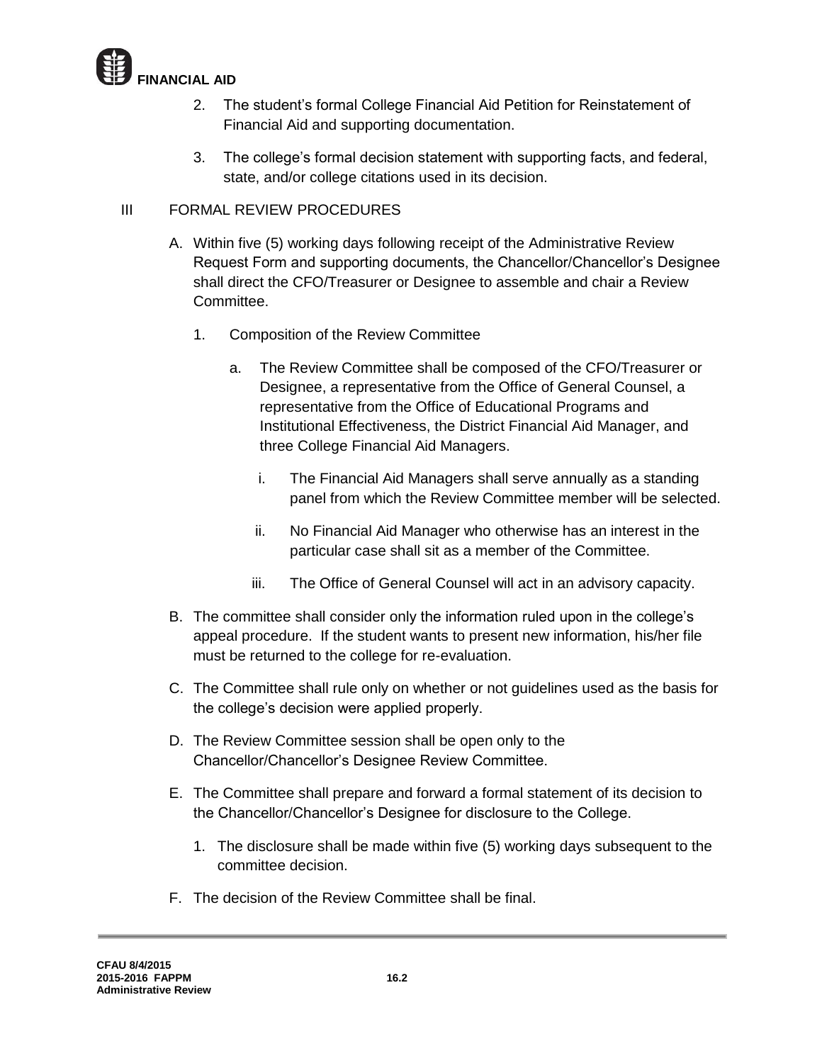2. The student's formal College Financial Aid Petition for Reinstatement of Financial Aid and supporting documentation.

3. The college's formal decision statement with supporting facts, and federal, state, and/or college citations used in its decision.

## III FORMAL REVIEW PROCEDURES

A. Within five (5) working days following receipt of the Administrative Review Request Form and supporting documents, the Chancellor/Chancellor's Designee shall direct the CFO/Treasurer or Designee to assemble and chair a Review Committee.

   1. Composition of the Review Committee

      a. The Review Committee shall be composed of the CFO/Treasurer or Designee, a representative from the Office of General Counsel, a representative from the Office of Educational Programs and Institutional Effectiveness, the District Financial Aid Manager, and three College Financial Aid Managers.

         i. The Financial Aid Managers shall serve annually as a standing panel from which the Review Committee member will be selected.

         ii. No Financial Aid Manager who otherwise has an interest in the particular case shall sit as a member of the Committee.

         iii. The Office of General Counsel will act in an advisory capacity.

B. The committee shall consider only the information ruled upon in the college's appeal procedure. If the student wants to present new information, his/her file must be returned to the college for re-evaluation.

C. The Committee shall rule only on whether or not guidelines used as the basis for the college's decision were applied properly.

D. The Review Committee session shall be open only to the Chancellor/Chancellor's Designee Review Committee.

E. The Committee shall prepare and forward a formal statement of its decision to the Chancellor/Chancellor's Designee for disclosure to the College.

   1. The disclosure shall be made within five (5) working days subsequent to the committee decision.

F. The decision of the Review Committee shall be final.